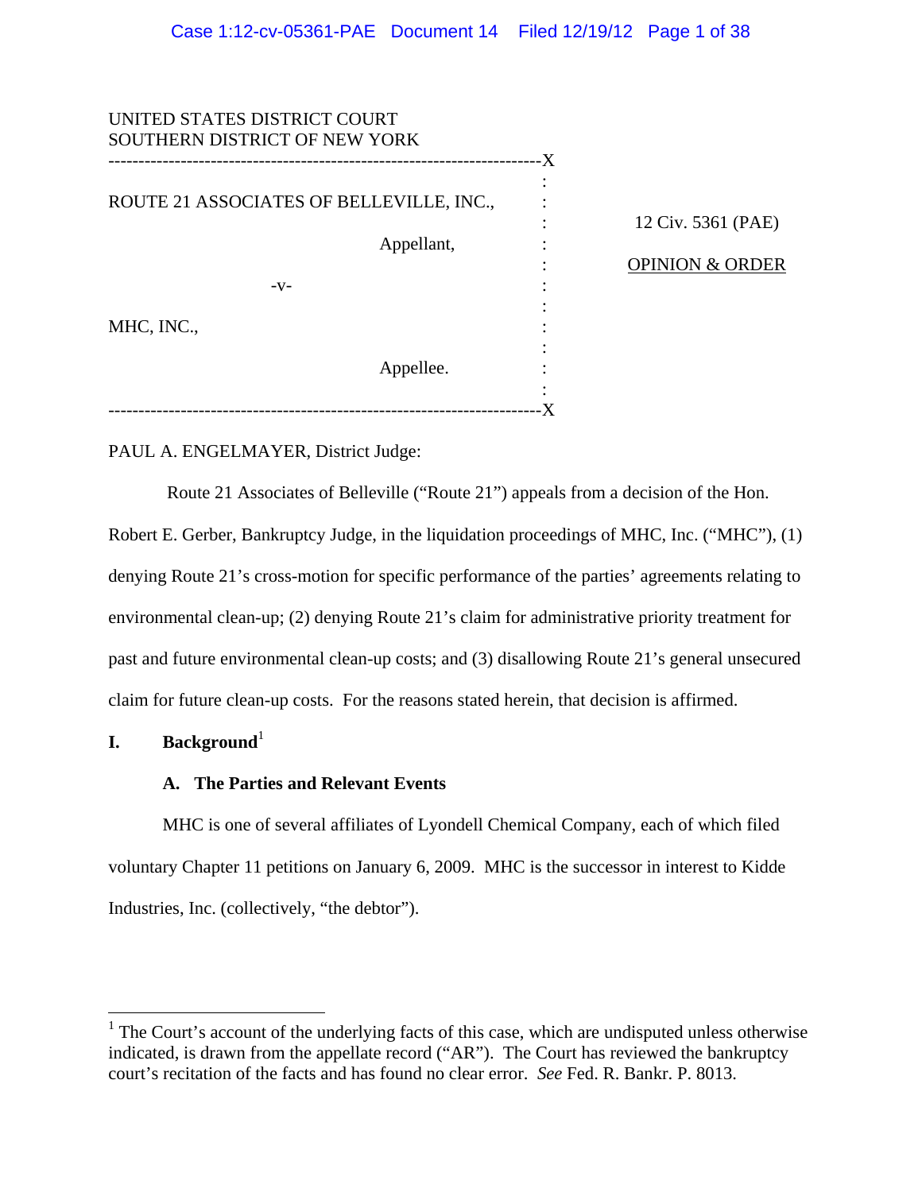UNITED STATES DISTRICT COURT
SOUTHERN DISTRICT OF NEW YORK

ROUTE 21 ASSOCIATES OF BELLEVILLE, INC.,

Appellant,

-v-

MHC, INC.,

Appellee.

12 Civ. 5361 (PAE)

OPINION & ORDER

PAUL A. ENGELMAYER, District Judge:

Route 21 Associates of Belleville ("Route 21") appeals from a decision of the Hon. Robert E. Gerber, Bankruptcy Judge, in the liquidation proceedings of MHC, Inc. ("MHC"), (1) denying Route 21's cross-motion for specific performance of the parties' agreements relating to environmental clean-up; (2) denying Route 21's claim for administrative priority treatment for past and future environmental clean-up costs; and (3) disallowing Route 21's general unsecured claim for future clean-up costs. For the reasons stated herein, that decision is affirmed.

## I. Background[1]

### A. The Parties and Relevant Events

MHC is one of several affiliates of Lyondell Chemical Company, each of which filed voluntary Chapter 11 petitions on January 6, 2009. MHC is the successor in interest to Kidde Industries, Inc. (collectively, "the debtor").

[1] The Court's account of the underlying facts of this case, which are undisputed unless otherwise indicated, is drawn from the appellate record ("AR"). The Court has reviewed the bankruptcy court's recitation of the facts and has found no clear error. *See* Fed. R. Bankr. P. 8013.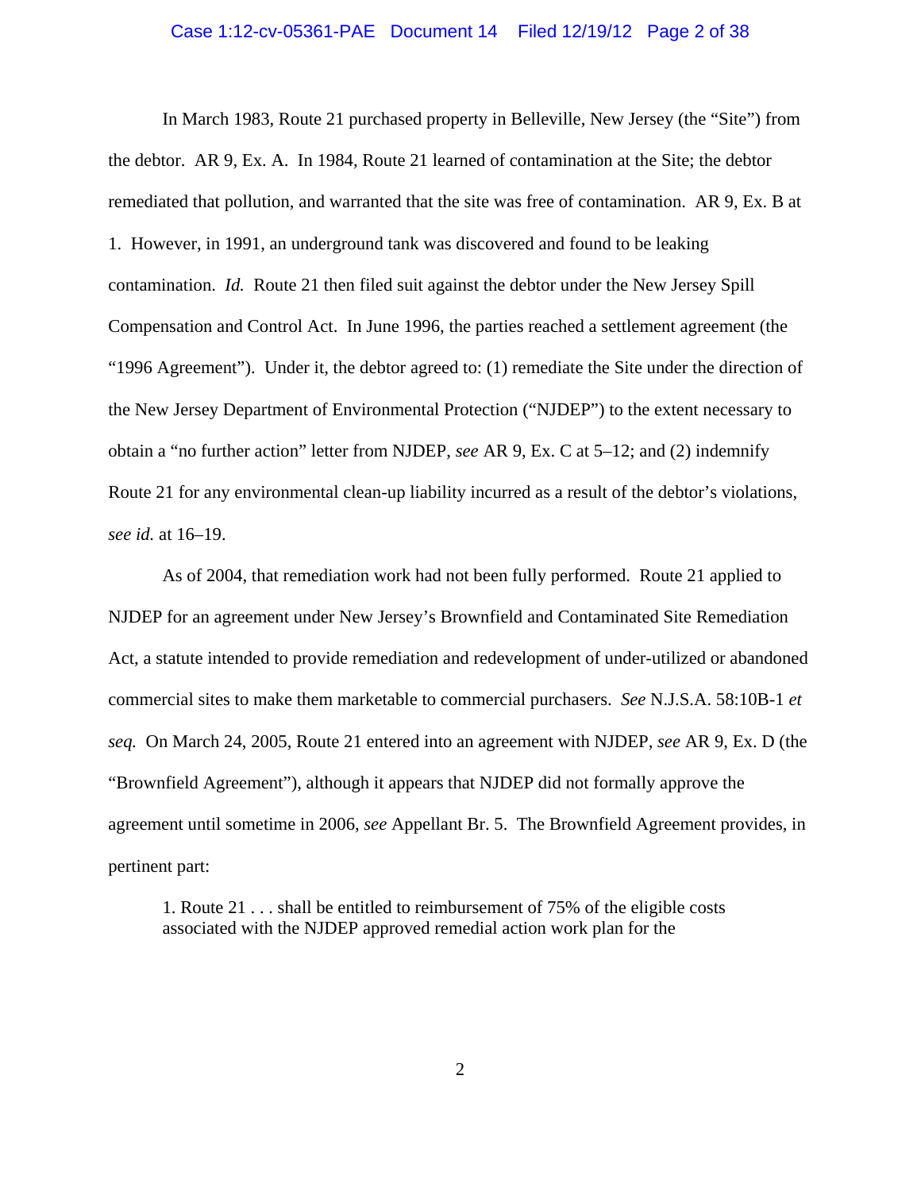In March 1983, Route 21 purchased property in Belleville, New Jersey (the "Site") from the debtor. AR 9, Ex. A. In 1984, Route 21 learned of contamination at the Site; the debtor remediated that pollution, and warranted that the site was free of contamination. AR 9, Ex. B at 1. However, in 1991, an underground tank was discovered and found to be leaking contamination. *Id.* Route 21 then filed suit against the debtor under the New Jersey Spill Compensation and Control Act. In June 1996, the parties reached a settlement agreement (the "1996 Agreement"). Under it, the debtor agreed to: (1) remediate the Site under the direction of the New Jersey Department of Environmental Protection ("NJDEP") to the extent necessary to obtain a "no further action" letter from NJDEP, *see* AR 9, Ex. C at 5–12; and (2) indemnify Route 21 for any environmental clean-up liability incurred as a result of the debtor's violations, *see id.* at 16–19.

As of 2004, that remediation work had not been fully performed. Route 21 applied to NJDEP for an agreement under New Jersey's Brownfield and Contaminated Site Remediation Act, a statute intended to provide remediation and redevelopment of under-utilized or abandoned commercial sites to make them marketable to commercial purchasers. *See* N.J.S.A. 58:10B-1 *et seq.* On March 24, 2005, Route 21 entered into an agreement with NJDEP, *see* AR 9, Ex. D (the "Brownfield Agreement"), although it appears that NJDEP did not formally approve the agreement until sometime in 2006, *see* Appellant Br. 5. The Brownfield Agreement provides, in pertinent part:

> 1. Route 21 . . . shall be entitled to reimbursement of 75% of the eligible costs associated with the NJDEP approved remedial action work plan for the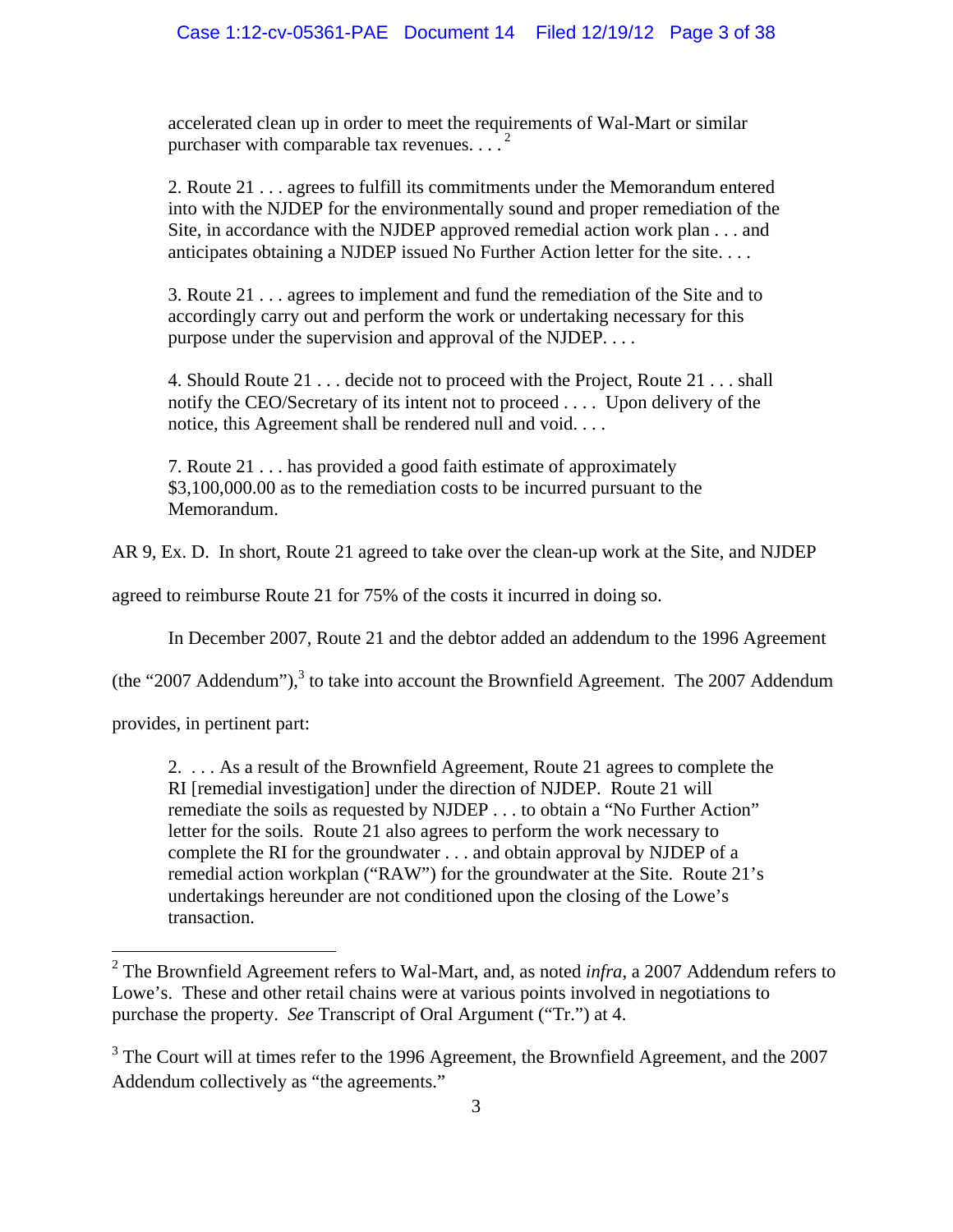> accelerated clean up in order to meet the requirements of Wal-Mart or similar purchaser with comparable tax revenues. . . .[2]
>
> 2. Route 21 . . . agrees to fulfill its commitments under the Memorandum entered into with the NJDEP for the environmentally sound and proper remediation of the Site, in accordance with the NJDEP approved remedial action work plan . . . and anticipates obtaining a NJDEP issued No Further Action letter for the site. . . .
>
> 3. Route 21 . . . agrees to implement and fund the remediation of the Site and to accordingly carry out and perform the work or undertaking necessary for this purpose under the supervision and approval of the NJDEP. . . .
>
> 4. Should Route 21 . . . decide not to proceed with the Project, Route 21 . . . shall notify the CEO/Secretary of its intent not to proceed . . . . Upon delivery of the notice, this Agreement shall be rendered null and void. . . .
>
> 7. Route 21 . . . has provided a good faith estimate of approximately $3,100,000.00 as to the remediation costs to be incurred pursuant to the Memorandum.

AR 9, Ex. D. In short, Route 21 agreed to take over the clean-up work at the Site, and NJDEP agreed to reimburse Route 21 for 75% of the costs it incurred in doing so.

In December 2007, Route 21 and the debtor added an addendum to the 1996 Agreement (the "2007 Addendum"),[3] to take into account the Brownfield Agreement. The 2007 Addendum provides, in pertinent part:

> 2. . . . As a result of the Brownfield Agreement, Route 21 agrees to complete the RI [remedial investigation] under the direction of NJDEP. Route 21 will remediate the soils as requested by NJDEP . . . to obtain a "No Further Action" letter for the soils. Route 21 also agrees to perform the work necessary to complete the RI for the groundwater . . . and obtain approval by NJDEP of a remedial action workplan ("RAW") for the groundwater at the Site. Route 21's undertakings hereunder are not conditioned upon the closing of the Lowe's transaction.

---

[2] The Brownfield Agreement refers to Wal-Mart, and, as noted *infra*, a 2007 Addendum refers to Lowe's. These and other retail chains were at various points involved in negotiations to purchase the property. *See* Transcript of Oral Argument ("Tr.") at 4.

[3] The Court will at times refer to the 1996 Agreement, the Brownfield Agreement, and the 2007 Addendum collectively as "the agreements."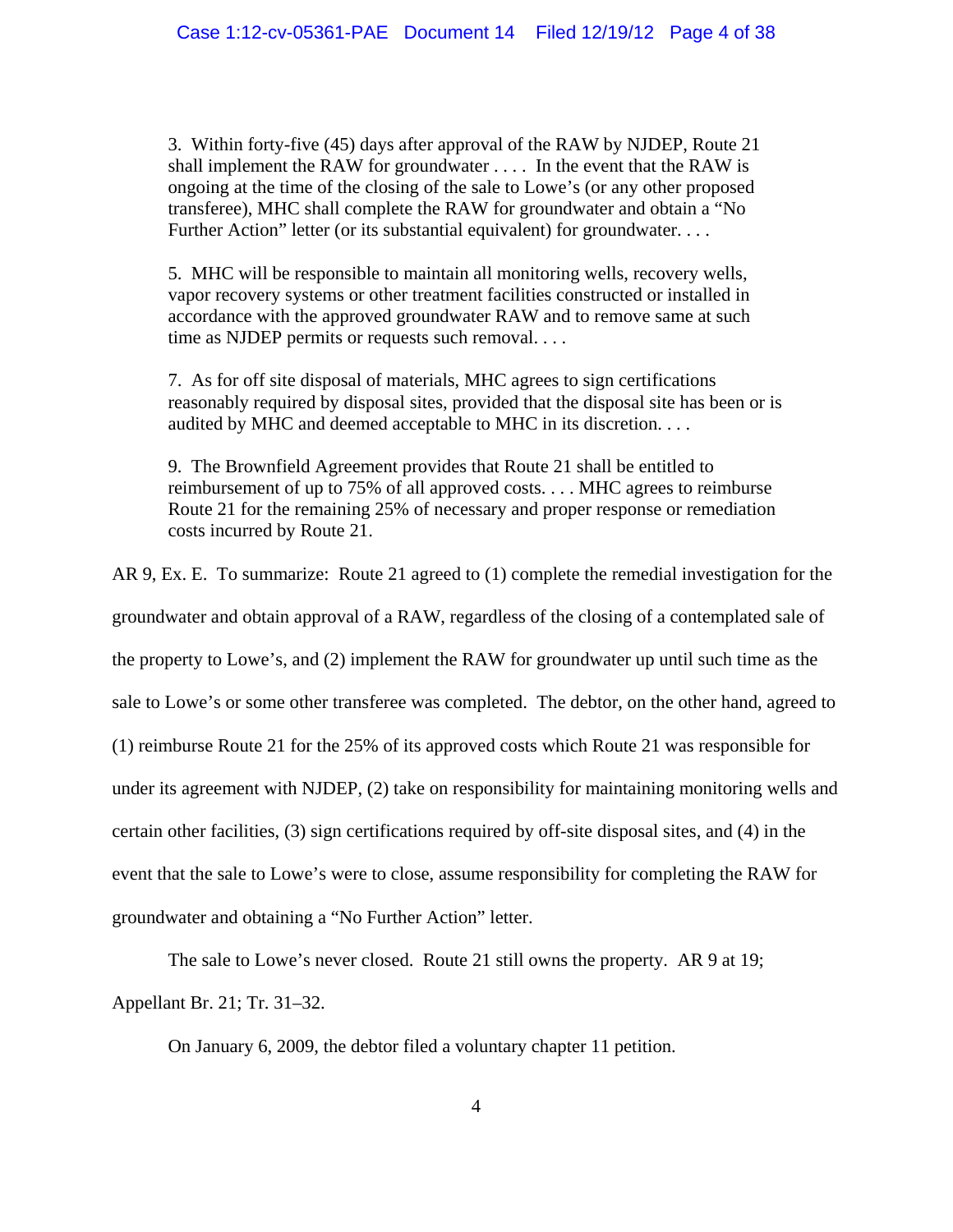> 3. Within forty-five (45) days after approval of the RAW by NJDEP, Route 21 shall implement the RAW for groundwater . . . . In the event that the RAW is ongoing at the time of the closing of the sale to Lowe's (or any other proposed transferee), MHC shall complete the RAW for groundwater and obtain a "No Further Action" letter (or its substantial equivalent) for groundwater. . . .
>
> 5. MHC will be responsible to maintain all monitoring wells, recovery wells, vapor recovery systems or other treatment facilities constructed or installed in accordance with the approved groundwater RAW and to remove same at such time as NJDEP permits or requests such removal. . . .
>
> 7. As for off site disposal of materials, MHC agrees to sign certifications reasonably required by disposal sites, provided that the disposal site has been or is audited by MHC and deemed acceptable to MHC in its discretion. . . .
>
> 9. The Brownfield Agreement provides that Route 21 shall be entitled to reimbursement of up to 75% of all approved costs. . . . MHC agrees to reimburse Route 21 for the remaining 25% of necessary and proper response or remediation costs incurred by Route 21.

AR 9, Ex. E. To summarize: Route 21 agreed to (1) complete the remedial investigation for the groundwater and obtain approval of a RAW, regardless of the closing of a contemplated sale of the property to Lowe's, and (2) implement the RAW for groundwater up until such time as the sale to Lowe's or some other transferee was completed. The debtor, on the other hand, agreed to (1) reimburse Route 21 for the 25% of its approved costs which Route 21 was responsible for under its agreement with NJDEP, (2) take on responsibility for maintaining monitoring wells and certain other facilities, (3) sign certifications required by off-site disposal sites, and (4) in the event that the sale to Lowe's were to close, assume responsibility for completing the RAW for groundwater and obtaining a "No Further Action" letter.

The sale to Lowe's never closed. Route 21 still owns the property. AR 9 at 19; Appellant Br. 21; Tr. 31–32.

On January 6, 2009, the debtor filed a voluntary chapter 11 petition.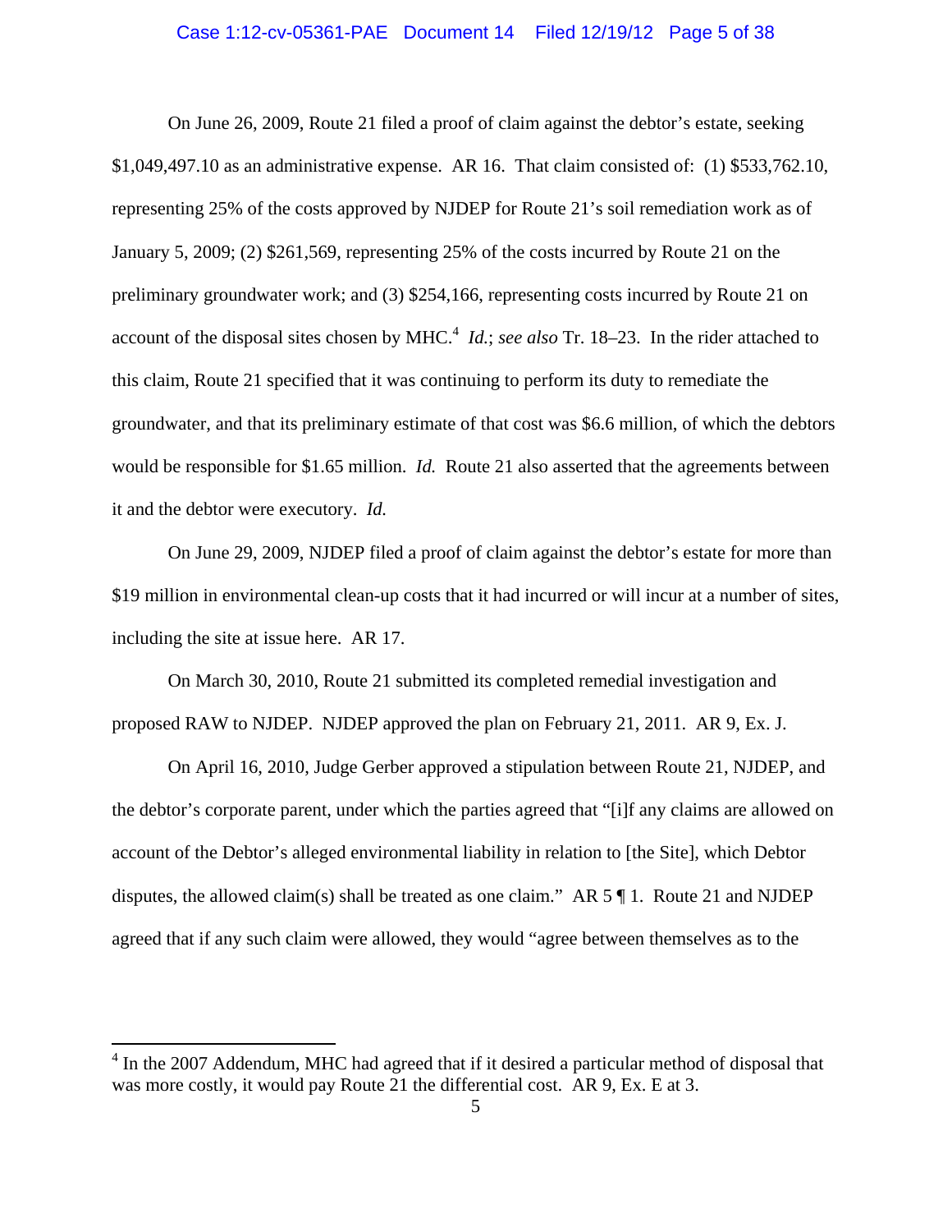On June 26, 2009, Route 21 filed a proof of claim against the debtor's estate, seeking $1,049,497.10 as an administrative expense. AR 16. That claim consisted of: (1) $533,762.10, representing 25% of the costs approved by NJDEP for Route 21's soil remediation work as of January 5, 2009; (2) $261,569, representing 25% of the costs incurred by Route 21 on the preliminary groundwater work; and (3) $254,166, representing costs incurred by Route 21 on account of the disposal sites chosen by MHC.[4] *Id.*; *see also* Tr. 18–23. In the rider attached to this claim, Route 21 specified that it was continuing to perform its duty to remediate the groundwater, and that its preliminary estimate of that cost was $6.6 million, of which the debtors would be responsible for $1.65 million. *Id.* Route 21 also asserted that the agreements between it and the debtor were executory. *Id.*

On June 29, 2009, NJDEP filed a proof of claim against the debtor's estate for more than $19 million in environmental clean-up costs that it had incurred or will incur at a number of sites, including the site at issue here. AR 17.

On March 30, 2010, Route 21 submitted its completed remedial investigation and proposed RAW to NJDEP. NJDEP approved the plan on February 21, 2011. AR 9, Ex. J.

On April 16, 2010, Judge Gerber approved a stipulation between Route 21, NJDEP, and the debtor's corporate parent, under which the parties agreed that "[i]f any claims are allowed on account of the Debtor's alleged environmental liability in relation to [the Site], which Debtor disputes, the allowed claim(s) shall be treated as one claim." AR 5 ¶ 1. Route 21 and NJDEP agreed that if any such claim were allowed, they would "agree between themselves as to the

---

[4] In the 2007 Addendum, MHC had agreed that if it desired a particular method of disposal that was more costly, it would pay Route 21 the differential cost. AR 9, Ex. E at 3.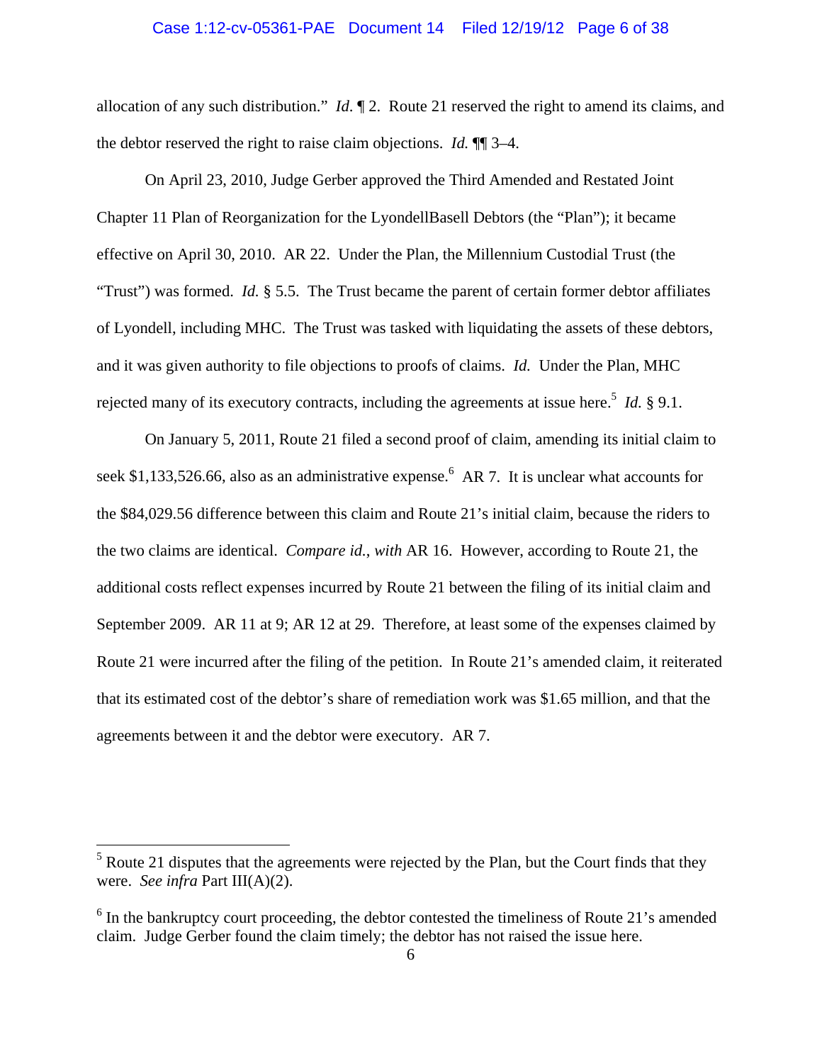allocation of any such distribution." *Id.* ¶ 2. Route 21 reserved the right to amend its claims, and the debtor reserved the right to raise claim objections. *Id.* ¶¶ 3–4.

On April 23, 2010, Judge Gerber approved the Third Amended and Restated Joint Chapter 11 Plan of Reorganization for the LyondellBasell Debtors (the "Plan"); it became effective on April 30, 2010. AR 22. Under the Plan, the Millennium Custodial Trust (the "Trust") was formed. *Id.* § 5.5. The Trust became the parent of certain former debtor affiliates of Lyondell, including MHC. The Trust was tasked with liquidating the assets of these debtors, and it was given authority to file objections to proofs of claims. *Id.* Under the Plan, MHC rejected many of its executory contracts, including the agreements at issue here.[5] *Id.* § 9.1.

On January 5, 2011, Route 21 filed a second proof of claim, amending its initial claim to seek $1,133,526.66, also as an administrative expense.[6] AR 7. It is unclear what accounts for the $84,029.56 difference between this claim and Route 21's initial claim, because the riders to the two claims are identical. *Compare id.*, *with* AR 16. However, according to Route 21, the additional costs reflect expenses incurred by Route 21 between the filing of its initial claim and September 2009. AR 11 at 9; AR 12 at 29. Therefore, at least some of the expenses claimed by Route 21 were incurred after the filing of the petition. In Route 21's amended claim, it reiterated that its estimated cost of the debtor's share of remediation work was $1.65 million, and that the agreements between it and the debtor were executory. AR 7.

---

[5] Route 21 disputes that the agreements were rejected by the Plan, but the Court finds that they were. *See infra* Part III(A)(2).

[6] In the bankruptcy court proceeding, the debtor contested the timeliness of Route 21's amended claim. Judge Gerber found the claim timely; the debtor has not raised the issue here.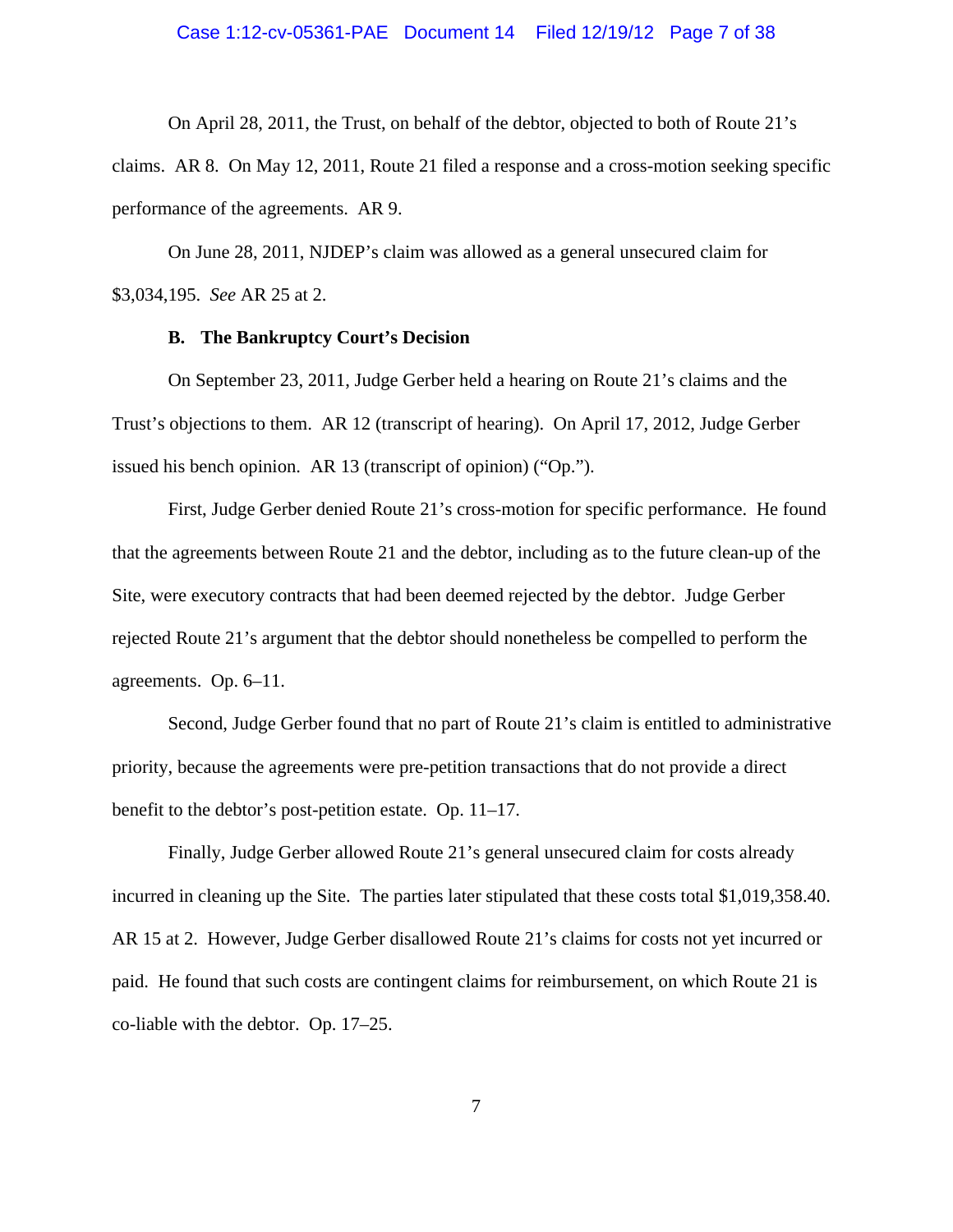On April 28, 2011, the Trust, on behalf of the debtor, objected to both of Route 21's claims. AR 8. On May 12, 2011, Route 21 filed a response and a cross-motion seeking specific performance of the agreements. AR 9.

On June 28, 2011, NJDEP's claim was allowed as a general unsecured claim for $3,034,195. *See* AR 25 at 2.

### B. The Bankruptcy Court's Decision

On September 23, 2011, Judge Gerber held a hearing on Route 21's claims and the Trust's objections to them. AR 12 (transcript of hearing). On April 17, 2012, Judge Gerber issued his bench opinion. AR 13 (transcript of opinion) ("Op.").

First, Judge Gerber denied Route 21's cross-motion for specific performance. He found that the agreements between Route 21 and the debtor, including as to the future clean-up of the Site, were executory contracts that had been deemed rejected by the debtor. Judge Gerber rejected Route 21's argument that the debtor should nonetheless be compelled to perform the agreements. Op. 6–11.

Second, Judge Gerber found that no part of Route 21's claim is entitled to administrative priority, because the agreements were pre-petition transactions that do not provide a direct benefit to the debtor's post-petition estate. Op. 11–17.

Finally, Judge Gerber allowed Route 21's general unsecured claim for costs already incurred in cleaning up the Site. The parties later stipulated that these costs total $1,019,358.40. AR 15 at 2. However, Judge Gerber disallowed Route 21's claims for costs not yet incurred or paid. He found that such costs are contingent claims for reimbursement, on which Route 21 is co-liable with the debtor. Op. 17–25.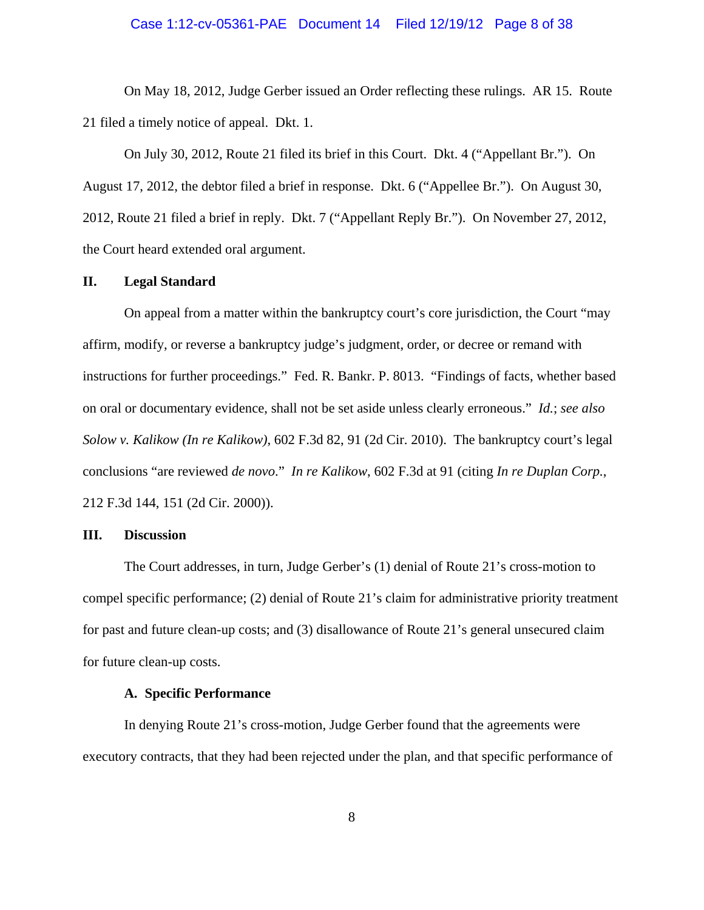On May 18, 2012, Judge Gerber issued an Order reflecting these rulings. AR 15. Route 21 filed a timely notice of appeal. Dkt. 1.

On July 30, 2012, Route 21 filed its brief in this Court. Dkt. 4 ("Appellant Br."). On August 17, 2012, the debtor filed a brief in response. Dkt. 6 ("Appellee Br."). On August 30, 2012, Route 21 filed a brief in reply. Dkt. 7 ("Appellant Reply Br."). On November 27, 2012, the Court heard extended oral argument.

## II. Legal Standard

On appeal from a matter within the bankruptcy court's core jurisdiction, the Court "may affirm, modify, or reverse a bankruptcy judge's judgment, order, or decree or remand with instructions for further proceedings." Fed. R. Bankr. P. 8013. "Findings of facts, whether based on oral or documentary evidence, shall not be set aside unless clearly erroneous." *Id.*; *see also Solow v. Kalikow (In re Kalikow)*, 602 F.3d 82, 91 (2d Cir. 2010). The bankruptcy court's legal conclusions "are reviewed *de novo*." *In re Kalikow*, 602 F.3d at 91 (citing *In re Duplan Corp.*, 212 F.3d 144, 151 (2d Cir. 2000)).

## III. Discussion

The Court addresses, in turn, Judge Gerber's (1) denial of Route 21's cross-motion to compel specific performance; (2) denial of Route 21's claim for administrative priority treatment for past and future clean-up costs; and (3) disallowance of Route 21's general unsecured claim for future clean-up costs.

### A. Specific Performance

In denying Route 21's cross-motion, Judge Gerber found that the agreements were executory contracts, that they had been rejected under the plan, and that specific performance of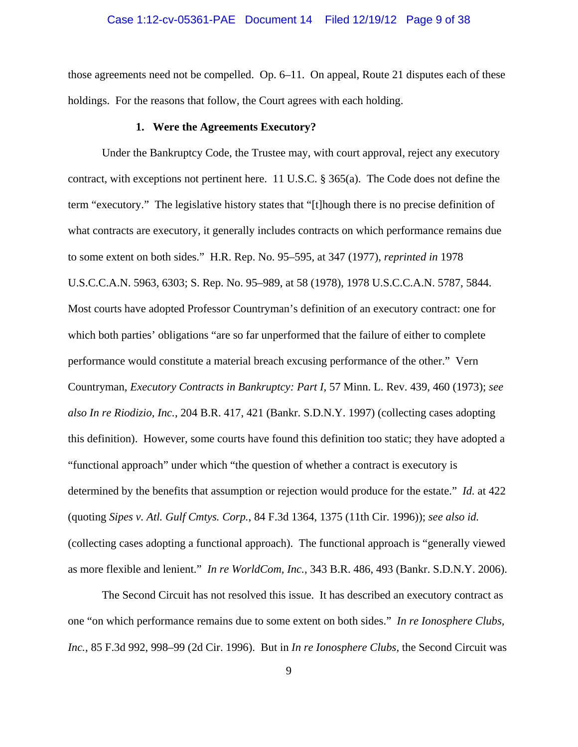those agreements need not be compelled. Op. 6–11. On appeal, Route 21 disputes each of these holdings. For the reasons that follow, the Court agrees with each holding.

### 1. Were the Agreements Executory?

Under the Bankruptcy Code, the Trustee may, with court approval, reject any executory contract, with exceptions not pertinent here. 11 U.S.C. § 365(a). The Code does not define the term "executory." The legislative history states that "[t]hough there is no precise definition of what contracts are executory, it generally includes contracts on which performance remains due to some extent on both sides." H.R. Rep. No. 95–595, at 347 (1977), *reprinted in* 1978 U.S.C.C.A.N. 5963, 6303; S. Rep. No. 95–989, at 58 (1978), 1978 U.S.C.C.A.N. 5787, 5844. Most courts have adopted Professor Countryman's definition of an executory contract: one for which both parties' obligations "are so far unperformed that the failure of either to complete performance would constitute a material breach excusing performance of the other." Vern Countryman, *Executory Contracts in Bankruptcy: Part I*, 57 Minn. L. Rev. 439, 460 (1973); *see also In re Riodizio, Inc.*, 204 B.R. 417, 421 (Bankr. S.D.N.Y. 1997) (collecting cases adopting this definition). However, some courts have found this definition too static; they have adopted a "functional approach" under which "the question of whether a contract is executory is determined by the benefits that assumption or rejection would produce for the estate." *Id.* at 422 (quoting *Sipes v. Atl. Gulf Cmtys. Corp.*, 84 F.3d 1364, 1375 (11th Cir. 1996)); *see also id.* (collecting cases adopting a functional approach). The functional approach is "generally viewed as more flexible and lenient." *In re WorldCom, Inc.*, 343 B.R. 486, 493 (Bankr. S.D.N.Y. 2006).

The Second Circuit has not resolved this issue. It has described an executory contract as one "on which performance remains due to some extent on both sides." *In re Ionosphere Clubs, Inc.*, 85 F.3d 992, 998–99 (2d Cir. 1996). But in *In re Ionosphere Clubs*, the Second Circuit was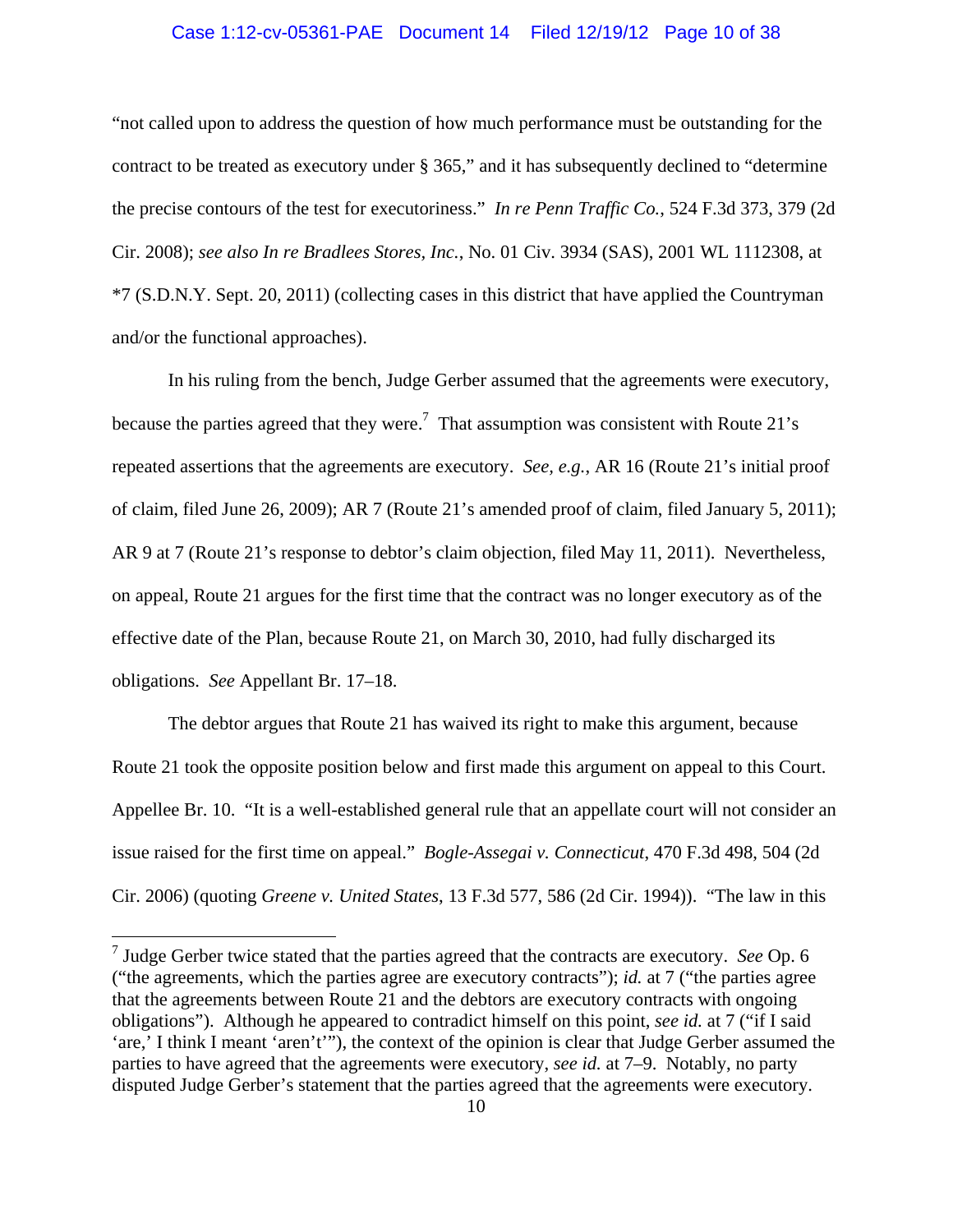"not called upon to address the question of how much performance must be outstanding for the contract to be treated as executory under § 365," and it has subsequently declined to "determine the precise contours of the test for executoriness." *In re Penn Traffic Co.*, 524 F.3d 373, 379 (2d Cir. 2008); *see also In re Bradlees Stores, Inc.*, No. 01 Civ. 3934 (SAS), 2001 WL 1112308, at *7 (S.D.N.Y. Sept. 20, 2011) (collecting cases in this district that have applied the Countryman and/or the functional approaches).

In his ruling from the bench, Judge Gerber assumed that the agreements were executory, because the parties agreed that they were.[7] That assumption was consistent with Route 21's repeated assertions that the agreements are executory. *See, e.g.*, AR 16 (Route 21's initial proof of claim, filed June 26, 2009); AR 7 (Route 21's amended proof of claim, filed January 5, 2011); AR 9 at 7 (Route 21's response to debtor's claim objection, filed May 11, 2011). Nevertheless, on appeal, Route 21 argues for the first time that the contract was no longer executory as of the effective date of the Plan, because Route 21, on March 30, 2010, had fully discharged its obligations. *See* Appellant Br. 17–18.

The debtor argues that Route 21 has waived its right to make this argument, because Route 21 took the opposite position below and first made this argument on appeal to this Court. Appellee Br. 10. "It is a well-established general rule that an appellate court will not consider an issue raised for the first time on appeal." *Bogle-Assegai v. Connecticut*, 470 F.3d 498, 504 (2d Cir. 2006) (quoting *Greene v. United States*, 13 F.3d 577, 586 (2d Cir. 1994)). "The law in this

---

[7] Judge Gerber twice stated that the parties agreed that the contracts are executory. *See* Op. 6 ("the agreements, which the parties agree are executory contracts"); *id.* at 7 ("the parties agree that the agreements between Route 21 and the debtors are executory contracts with ongoing obligations"). Although he appeared to contradict himself on this point, *see id.* at 7 ("if I said 'are,' I think I meant 'aren't'"), the context of the opinion is clear that Judge Gerber assumed the parties to have agreed that the agreements were executory, *see id.* at 7–9. Notably, no party disputed Judge Gerber's statement that the parties agreed that the agreements were executory.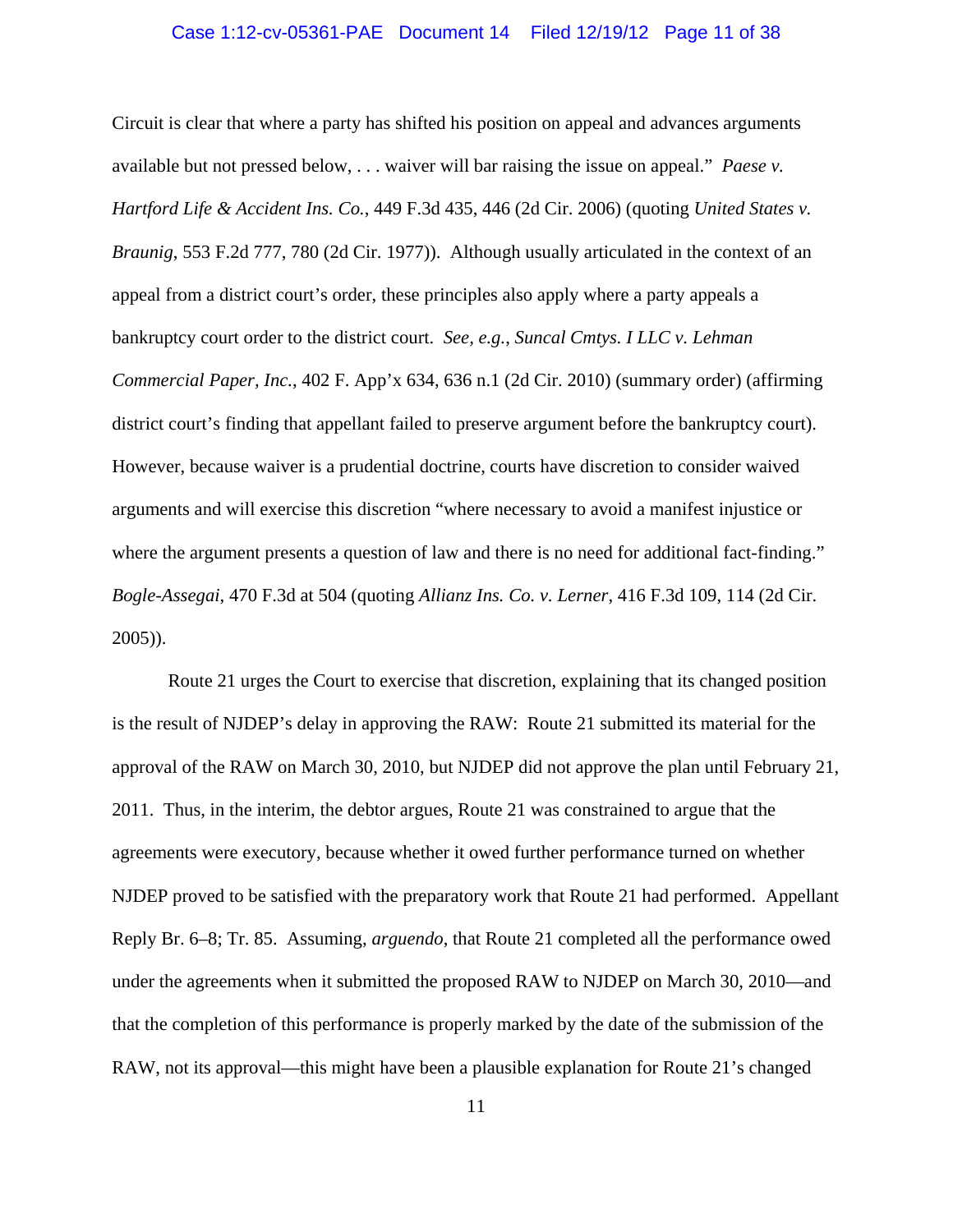Circuit is clear that where a party has shifted his position on appeal and advances arguments available but not pressed below, . . . waiver will bar raising the issue on appeal." *Paese v. Hartford Life & Accident Ins. Co.*, 449 F.3d 435, 446 (2d Cir. 2006) (quoting *United States v. Braunig*, 553 F.2d 777, 780 (2d Cir. 1977)). Although usually articulated in the context of an appeal from a district court's order, these principles also apply where a party appeals a bankruptcy court order to the district court. *See, e.g.*, *Suncal Cmtys. I LLC v. Lehman Commercial Paper, Inc.*, 402 F. App'x 634, 636 n.1 (2d Cir. 2010) (summary order) (affirming district court's finding that appellant failed to preserve argument before the bankruptcy court). However, because waiver is a prudential doctrine, courts have discretion to consider waived arguments and will exercise this discretion "where necessary to avoid a manifest injustice or where the argument presents a question of law and there is no need for additional fact-finding." *Bogle-Assegai*, 470 F.3d at 504 (quoting *Allianz Ins. Co. v. Lerner*, 416 F.3d 109, 114 (2d Cir. 2005)).

Route 21 urges the Court to exercise that discretion, explaining that its changed position is the result of NJDEP's delay in approving the RAW: Route 21 submitted its material for the approval of the RAW on March 30, 2010, but NJDEP did not approve the plan until February 21, 2011. Thus, in the interim, the debtor argues, Route 21 was constrained to argue that the agreements were executory, because whether it owed further performance turned on whether NJDEP proved to be satisfied with the preparatory work that Route 21 had performed. Appellant Reply Br. 6–8; Tr. 85. Assuming, *arguendo*, that Route 21 completed all the performance owed under the agreements when it submitted the proposed RAW to NJDEP on March 30, 2010—and that the completion of this performance is properly marked by the date of the submission of the RAW, not its approval—this might have been a plausible explanation for Route 21's changed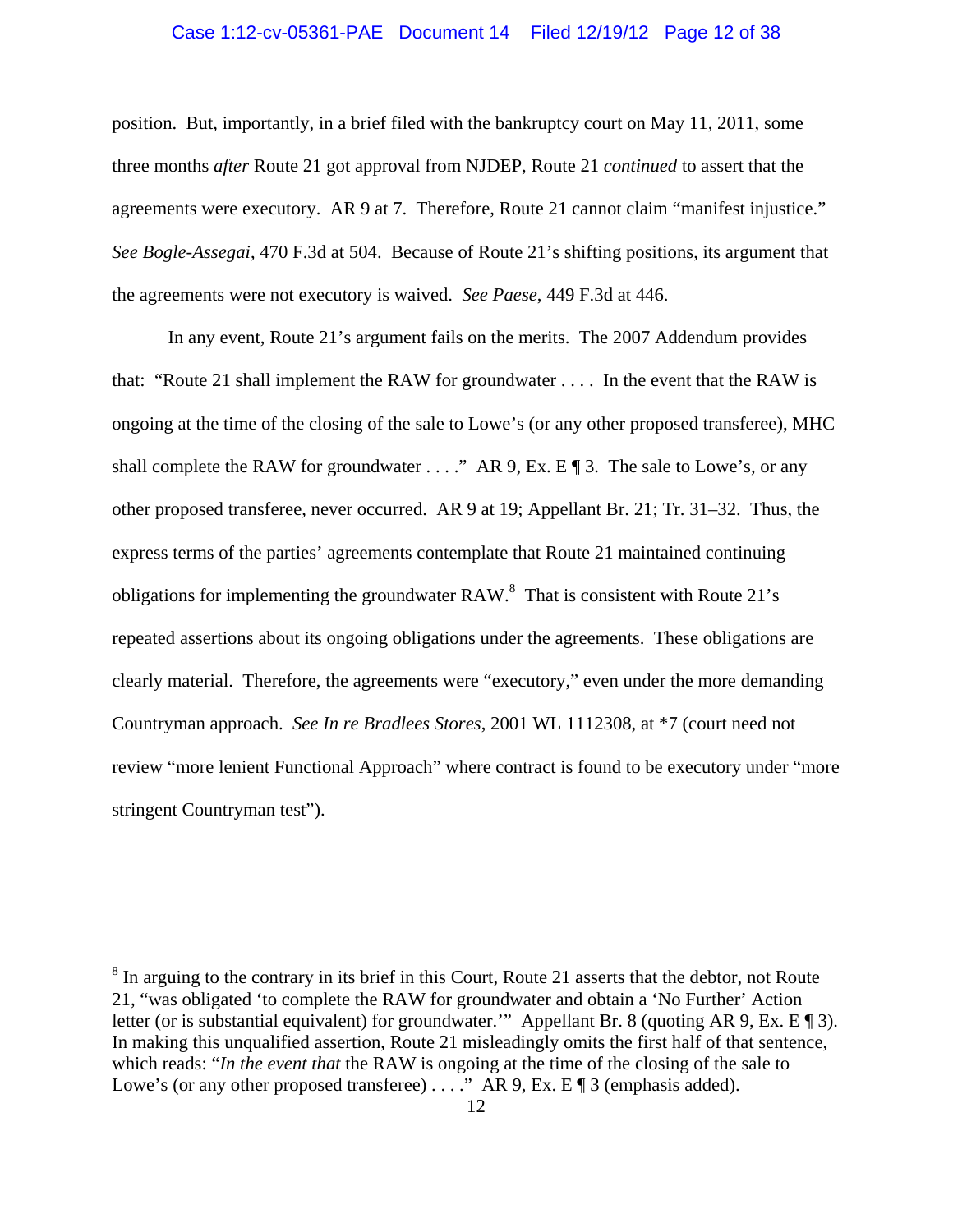position. But, importantly, in a brief filed with the bankruptcy court on May 11, 2011, some three months *after* Route 21 got approval from NJDEP, Route 21 *continued* to assert that the agreements were executory. AR 9 at 7. Therefore, Route 21 cannot claim "manifest injustice." *See Bogle-Assegai*, 470 F.3d at 504. Because of Route 21's shifting positions, its argument that the agreements were not executory is waived. *See Paese*, 449 F.3d at 446.

In any event, Route 21's argument fails on the merits. The 2007 Addendum provides that: "Route 21 shall implement the RAW for groundwater . . . . In the event that the RAW is ongoing at the time of the closing of the sale to Lowe's (or any other proposed transferee), MHC shall complete the RAW for groundwater . . . ." AR 9, Ex. E ¶ 3. The sale to Lowe's, or any other proposed transferee, never occurred. AR 9 at 19; Appellant Br. 21; Tr. 31–32. Thus, the express terms of the parties' agreements contemplate that Route 21 maintained continuing obligations for implementing the groundwater RAW.[8] That is consistent with Route 21's repeated assertions about its ongoing obligations under the agreements. These obligations are clearly material. Therefore, the agreements were "executory," even under the more demanding Countryman approach. *See In re Bradlees Stores*, 2001 WL 1112308, at *7 (court need not review "more lenient Functional Approach" where contract is found to be executory under "more stringent Countryman test").

---

[8] In arguing to the contrary in its brief in this Court, Route 21 asserts that the debtor, not Route 21, "was obligated 'to complete the RAW for groundwater and obtain a 'No Further' Action letter (or is substantial equivalent) for groundwater.'" Appellant Br. 8 (quoting AR 9, Ex. E ¶ 3). In making this unqualified assertion, Route 21 misleadingly omits the first half of that sentence, which reads: "*In the event that* the RAW is ongoing at the time of the closing of the sale to Lowe's (or any other proposed transferee) . . . ." AR 9, Ex. E ¶ 3 (emphasis added).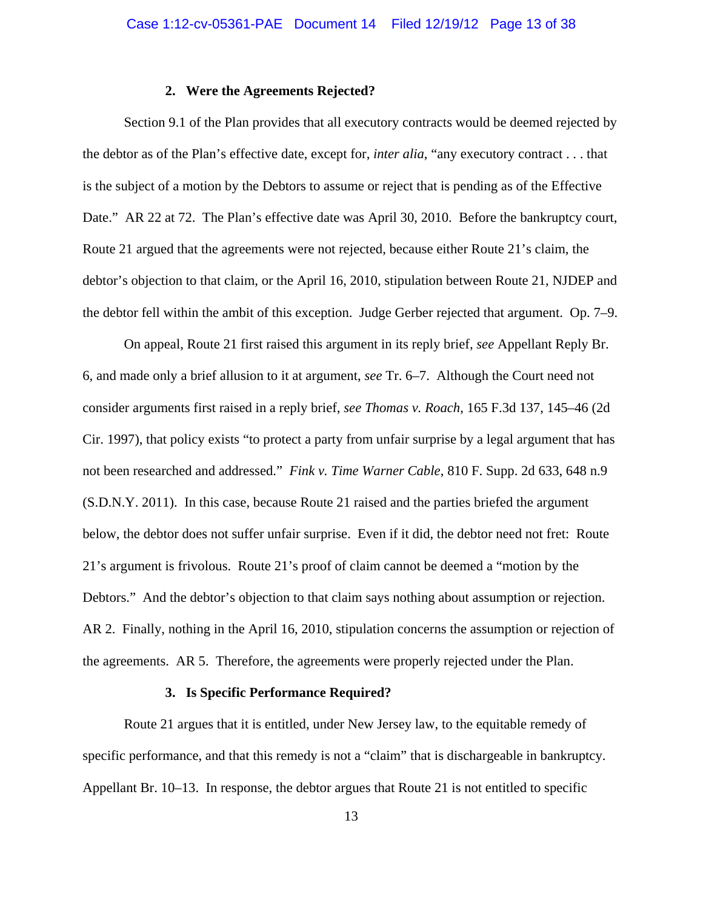### 2. Were the Agreements Rejected?

Section 9.1 of the Plan provides that all executory contracts would be deemed rejected by the debtor as of the Plan's effective date, except for, *inter alia*, "any executory contract . . . that is the subject of a motion by the Debtors to assume or reject that is pending as of the Effective Date." AR 22 at 72. The Plan's effective date was April 30, 2010. Before the bankruptcy court, Route 21 argued that the agreements were not rejected, because either Route 21's claim, the debtor's objection to that claim, or the April 16, 2010, stipulation between Route 21, NJDEP and the debtor fell within the ambit of this exception. Judge Gerber rejected that argument. Op. 7–9.

On appeal, Route 21 first raised this argument in its reply brief, *see* Appellant Reply Br. 6, and made only a brief allusion to it at argument, *see* Tr. 6–7. Although the Court need not consider arguments first raised in a reply brief, *see Thomas v. Roach*, 165 F.3d 137, 145–46 (2d Cir. 1997), that policy exists "to protect a party from unfair surprise by a legal argument that has not been researched and addressed." *Fink v. Time Warner Cable*, 810 F. Supp. 2d 633, 648 n.9 (S.D.N.Y. 2011). In this case, because Route 21 raised and the parties briefed the argument below, the debtor does not suffer unfair surprise. Even if it did, the debtor need not fret: Route 21's argument is frivolous. Route 21's proof of claim cannot be deemed a "motion by the Debtors." And the debtor's objection to that claim says nothing about assumption or rejection. AR 2. Finally, nothing in the April 16, 2010, stipulation concerns the assumption or rejection of the agreements. AR 5. Therefore, the agreements were properly rejected under the Plan.

### 3. Is Specific Performance Required?

Route 21 argues that it is entitled, under New Jersey law, to the equitable remedy of specific performance, and that this remedy is not a "claim" that is dischargeable in bankruptcy. Appellant Br. 10–13. In response, the debtor argues that Route 21 is not entitled to specific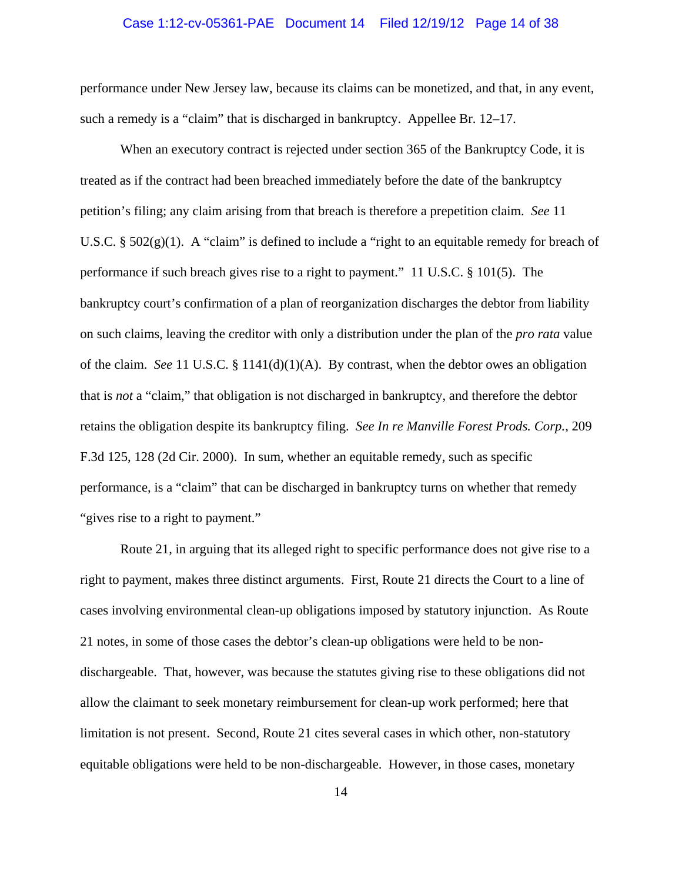performance under New Jersey law, because its claims can be monetized, and that, in any event, such a remedy is a "claim" that is discharged in bankruptcy. Appellee Br. 12–17.

When an executory contract is rejected under section 365 of the Bankruptcy Code, it is treated as if the contract had been breached immediately before the date of the bankruptcy petition's filing; any claim arising from that breach is therefore a prepetition claim. *See* 11 U.S.C. § 502(g)(1). A "claim" is defined to include a "right to an equitable remedy for breach of performance if such breach gives rise to a right to payment." 11 U.S.C. § 101(5). The bankruptcy court's confirmation of a plan of reorganization discharges the debtor from liability on such claims, leaving the creditor with only a distribution under the plan of the *pro rata* value of the claim. *See* 11 U.S.C. § 1141(d)(1)(A). By contrast, when the debtor owes an obligation that is *not* a "claim," that obligation is not discharged in bankruptcy, and therefore the debtor retains the obligation despite its bankruptcy filing. *See In re Manville Forest Prods. Corp.*, 209 F.3d 125, 128 (2d Cir. 2000). In sum, whether an equitable remedy, such as specific performance, is a "claim" that can be discharged in bankruptcy turns on whether that remedy "gives rise to a right to payment."

Route 21, in arguing that its alleged right to specific performance does not give rise to a right to payment, makes three distinct arguments. First, Route 21 directs the Court to a line of cases involving environmental clean-up obligations imposed by statutory injunction. As Route 21 notes, in some of those cases the debtor's clean-up obligations were held to be non-dischargeable. That, however, was because the statutes giving rise to these obligations did not allow the claimant to seek monetary reimbursement for clean-up work performed; here that limitation is not present. Second, Route 21 cites several cases in which other, non-statutory equitable obligations were held to be non-dischargeable. However, in those cases, monetary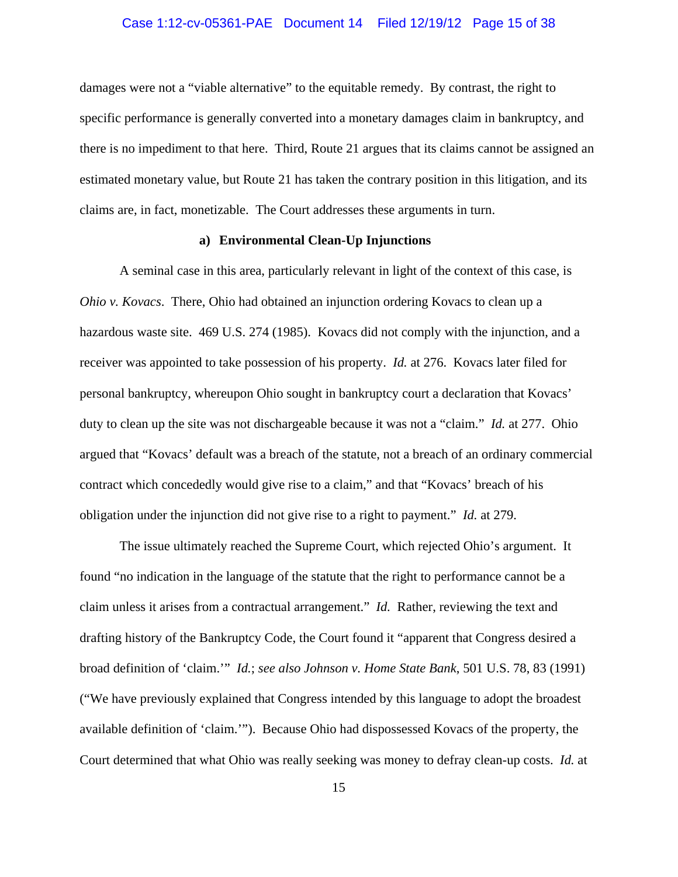damages were not a "viable alternative" to the equitable remedy. By contrast, the right to specific performance is generally converted into a monetary damages claim in bankruptcy, and there is no impediment to that here. Third, Route 21 argues that its claims cannot be assigned an estimated monetary value, but Route 21 has taken the contrary position in this litigation, and its claims are, in fact, monetizable. The Court addresses these arguments in turn.

**a) Environmental Clean-Up Injunctions**

A seminal case in this area, particularly relevant in light of the context of this case, is *Ohio v. Kovacs*. There, Ohio had obtained an injunction ordering Kovacs to clean up a hazardous waste site. 469 U.S. 274 (1985). Kovacs did not comply with the injunction, and a receiver was appointed to take possession of his property. *Id.* at 276. Kovacs later filed for personal bankruptcy, whereupon Ohio sought in bankruptcy court a declaration that Kovacs' duty to clean up the site was not dischargeable because it was not a "claim." *Id.* at 277. Ohio argued that "Kovacs' default was a breach of the statute, not a breach of an ordinary commercial contract which concededly would give rise to a claim," and that "Kovacs' breach of his obligation under the injunction did not give rise to a right to payment." *Id.* at 279.

The issue ultimately reached the Supreme Court, which rejected Ohio's argument. It found "no indication in the language of the statute that the right to performance cannot be a claim unless it arises from a contractual arrangement." *Id.* Rather, reviewing the text and drafting history of the Bankruptcy Code, the Court found it "apparent that Congress desired a broad definition of 'claim.'" *Id.*; *see also Johnson v. Home State Bank*, 501 U.S. 78, 83 (1991) ("We have previously explained that Congress intended by this language to adopt the broadest available definition of 'claim.'"). Because Ohio had dispossessed Kovacs of the property, the Court determined that what Ohio was really seeking was money to defray clean-up costs. *Id.* at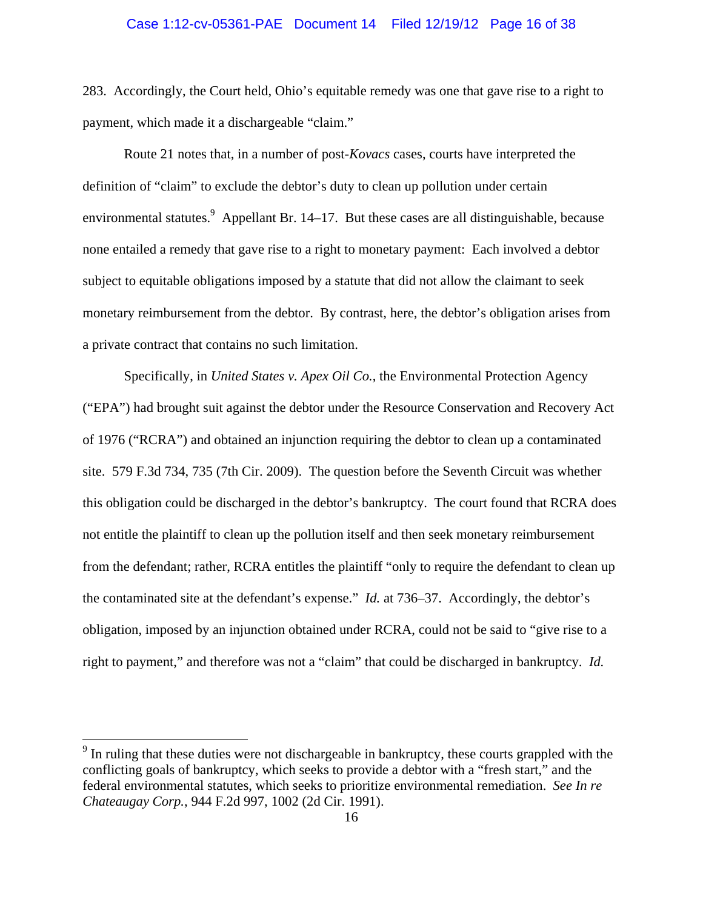283. Accordingly, the Court held, Ohio's equitable remedy was one that gave rise to a right to payment, which made it a dischargeable "claim."

Route 21 notes that, in a number of post-*Kovacs* cases, courts have interpreted the definition of "claim" to exclude the debtor's duty to clean up pollution under certain environmental statutes.[9] Appellant Br. 14–17. But these cases are all distinguishable, because none entailed a remedy that gave rise to a right to monetary payment: Each involved a debtor subject to equitable obligations imposed by a statute that did not allow the claimant to seek monetary reimbursement from the debtor. By contrast, here, the debtor's obligation arises from a private contract that contains no such limitation.

Specifically, in *United States v. Apex Oil Co.*, the Environmental Protection Agency ("EPA") had brought suit against the debtor under the Resource Conservation and Recovery Act of 1976 ("RCRA") and obtained an injunction requiring the debtor to clean up a contaminated site. 579 F.3d 734, 735 (7th Cir. 2009). The question before the Seventh Circuit was whether this obligation could be discharged in the debtor's bankruptcy. The court found that RCRA does not entitle the plaintiff to clean up the pollution itself and then seek monetary reimbursement from the defendant; rather, RCRA entitles the plaintiff "only to require the defendant to clean up the contaminated site at the defendant's expense." *Id.* at 736–37. Accordingly, the debtor's obligation, imposed by an injunction obtained under RCRA, could not be said to "give rise to a right to payment," and therefore was not a "claim" that could be discharged in bankruptcy. *Id.*

---

[9] In ruling that these duties were not dischargeable in bankruptcy, these courts grappled with the conflicting goals of bankruptcy, which seeks to provide a debtor with a "fresh start," and the federal environmental statutes, which seeks to prioritize environmental remediation. *See In re Chateaugay Corp.*, 944 F.2d 997, 1002 (2d Cir. 1991).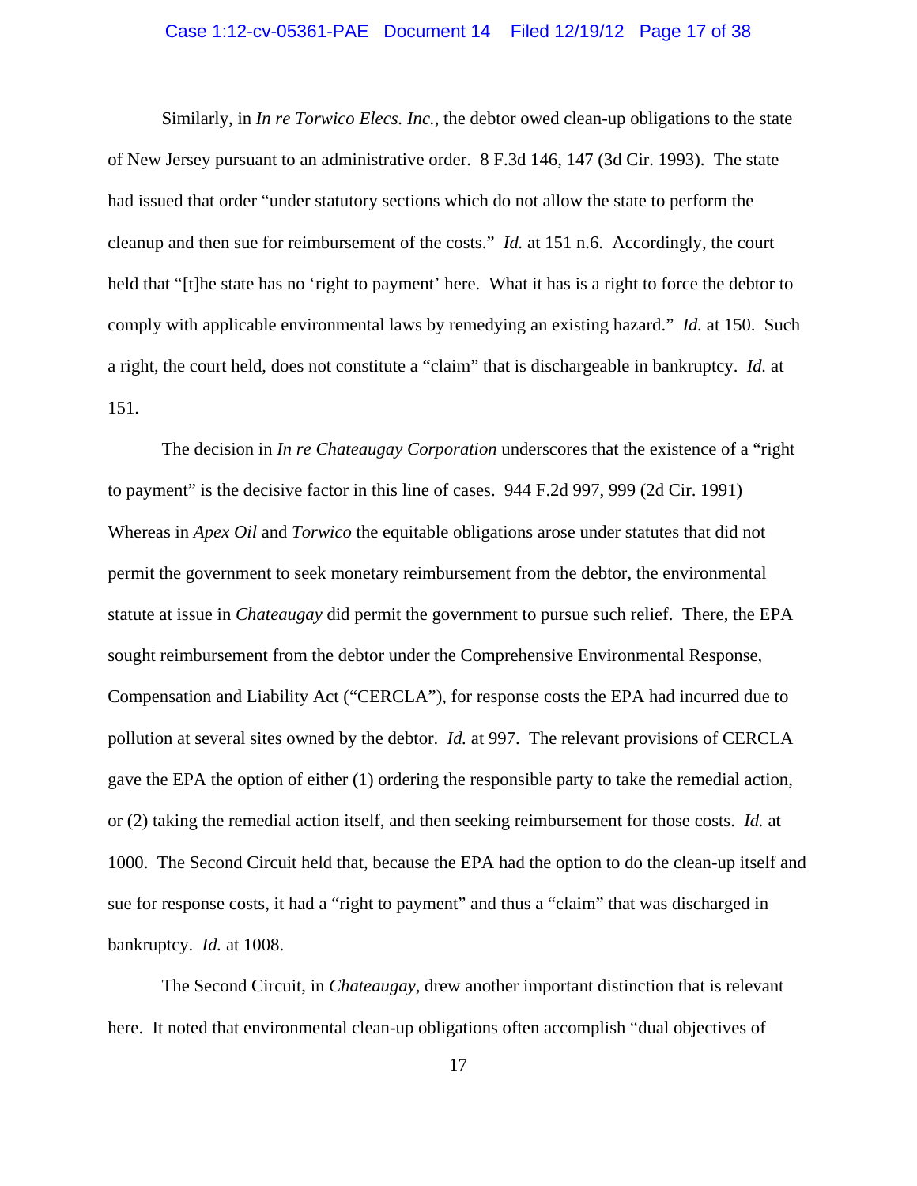Similarly, in *In re Torwico Elecs. Inc.*, the debtor owed clean-up obligations to the state of New Jersey pursuant to an administrative order. 8 F.3d 146, 147 (3d Cir. 1993). The state had issued that order "under statutory sections which do not allow the state to perform the cleanup and then sue for reimbursement of the costs." *Id.* at 151 n.6. Accordingly, the court held that "[t]he state has no 'right to payment' here. What it has is a right to force the debtor to comply with applicable environmental laws by remedying an existing hazard." *Id.* at 150. Such a right, the court held, does not constitute a "claim" that is dischargeable in bankruptcy. *Id.* at 151.

The decision in *In re Chateaugay Corporation* underscores that the existence of a "right to payment" is the decisive factor in this line of cases. 944 F.2d 997, 999 (2d Cir. 1991) Whereas in *Apex Oil* and *Torwico* the equitable obligations arose under statutes that did not permit the government to seek monetary reimbursement from the debtor, the environmental statute at issue in *Chateaugay* did permit the government to pursue such relief. There, the EPA sought reimbursement from the debtor under the Comprehensive Environmental Response, Compensation and Liability Act ("CERCLA"), for response costs the EPA had incurred due to pollution at several sites owned by the debtor. *Id.* at 997. The relevant provisions of CERCLA gave the EPA the option of either (1) ordering the responsible party to take the remedial action, or (2) taking the remedial action itself, and then seeking reimbursement for those costs. *Id.* at 1000. The Second Circuit held that, because the EPA had the option to do the clean-up itself and sue for response costs, it had a "right to payment" and thus a "claim" that was discharged in bankruptcy. *Id.* at 1008.

The Second Circuit, in *Chateaugay*, drew another important distinction that is relevant here. It noted that environmental clean-up obligations often accomplish "dual objectives of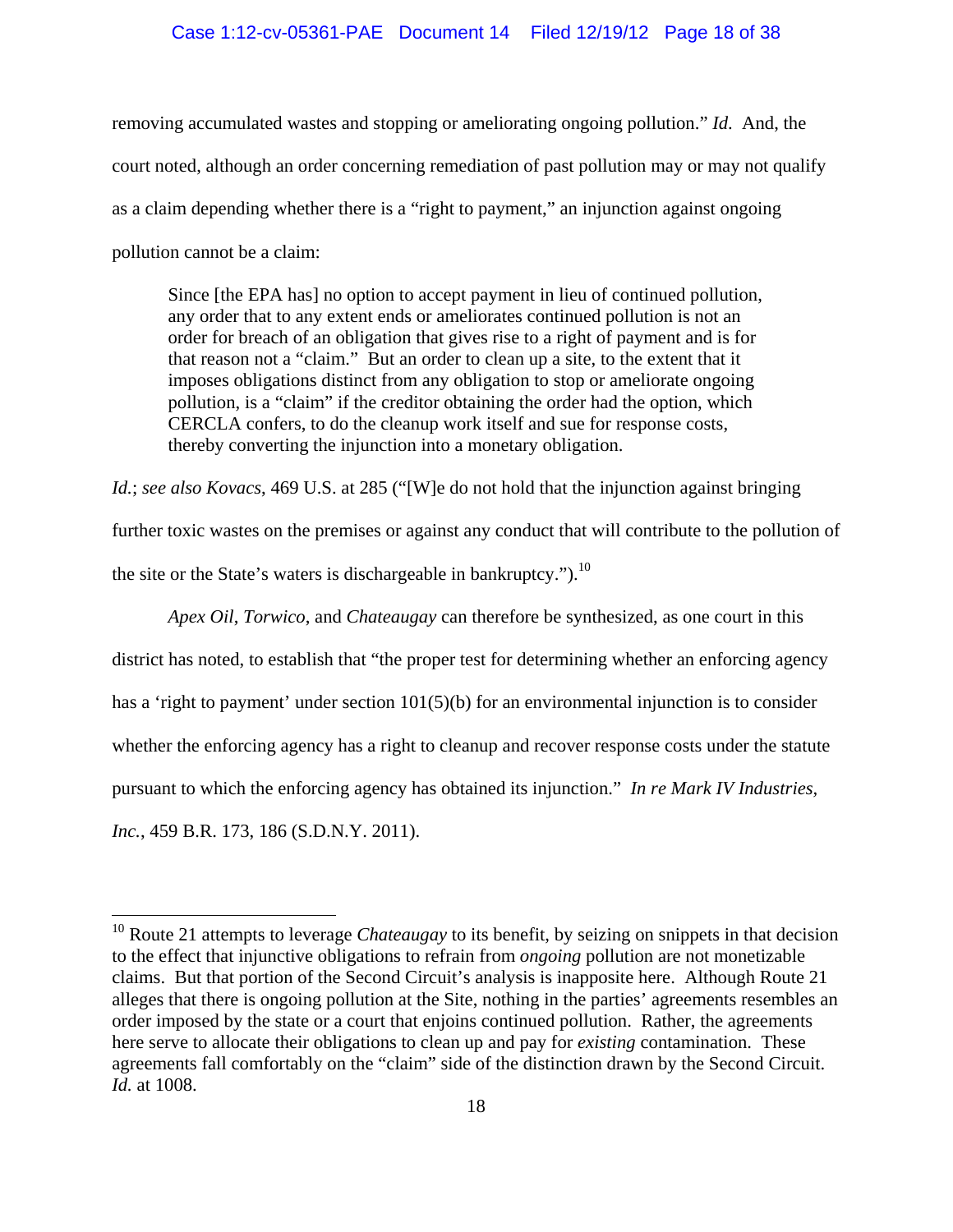removing accumulated wastes and stopping or ameliorating ongoing pollution." *Id*. And, the court noted, although an order concerning remediation of past pollution may or may not qualify as a claim depending whether there is a "right to payment," an injunction against ongoing pollution cannot be a claim:

> Since [the EPA has] no option to accept payment in lieu of continued pollution, any order that to any extent ends or ameliorates continued pollution is not an order for breach of an obligation that gives rise to a right of payment and is for that reason not a "claim." But an order to clean up a site, to the extent that it imposes obligations distinct from any obligation to stop or ameliorate ongoing pollution, is a "claim" if the creditor obtaining the order had the option, which CERCLA confers, to do the cleanup work itself and sue for response costs, thereby converting the injunction into a monetary obligation.

*Id.*; *see also Kovacs*, 469 U.S. at 285 ("[W]e do not hold that the injunction against bringing further toxic wastes on the premises or against any conduct that will contribute to the pollution of the site or the State's waters is dischargeable in bankruptcy.").[10]

*Apex Oil*, *Torwico*, and *Chateaugay* can therefore be synthesized, as one court in this district has noted, to establish that "the proper test for determining whether an enforcing agency has a 'right to payment' under section 101(5)(b) for an environmental injunction is to consider whether the enforcing agency has a right to cleanup and recover response costs under the statute pursuant to which the enforcing agency has obtained its injunction." *In re Mark IV Industries, Inc.*, 459 B.R. 173, 186 (S.D.N.Y. 2011).

---

[10] Route 21 attempts to leverage *Chateaugay* to its benefit, by seizing on snippets in that decision to the effect that injunctive obligations to refrain from *ongoing* pollution are not monetizable claims. But that portion of the Second Circuit's analysis is inapposite here. Although Route 21 alleges that there is ongoing pollution at the Site, nothing in the parties' agreements resembles an order imposed by the state or a court that enjoins continued pollution. Rather, the agreements here serve to allocate their obligations to clean up and pay for *existing* contamination. These agreements fall comfortably on the "claim" side of the distinction drawn by the Second Circuit. *Id.* at 1008.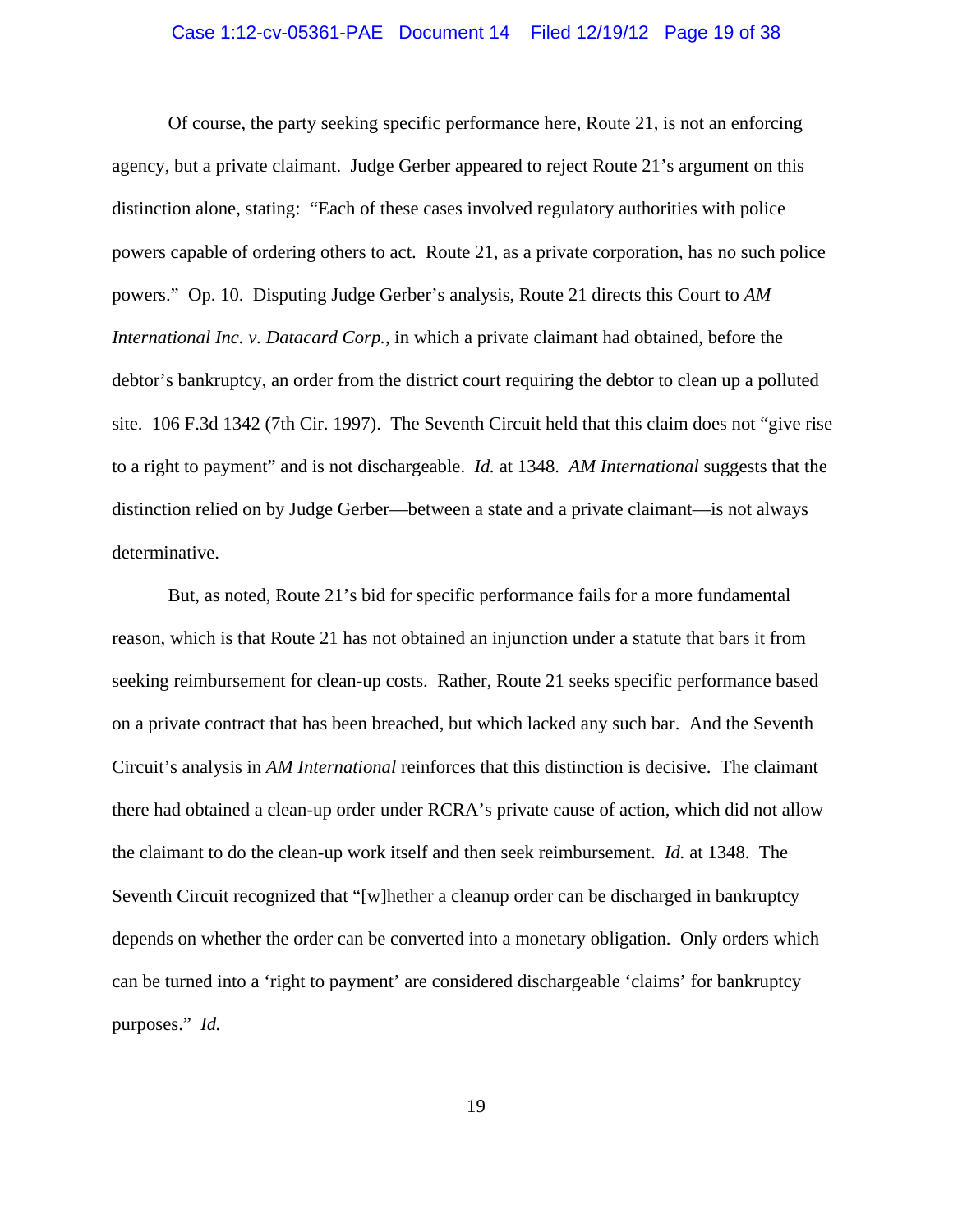Of course, the party seeking specific performance here, Route 21, is not an enforcing agency, but a private claimant. Judge Gerber appeared to reject Route 21's argument on this distinction alone, stating: "Each of these cases involved regulatory authorities with police powers capable of ordering others to act. Route 21, as a private corporation, has no such police powers." Op. 10. Disputing Judge Gerber's analysis, Route 21 directs this Court to *AM International Inc. v. Datacard Corp.*, in which a private claimant had obtained, before the debtor's bankruptcy, an order from the district court requiring the debtor to clean up a polluted site. 106 F.3d 1342 (7th Cir. 1997). The Seventh Circuit held that this claim does not "give rise to a right to payment" and is not dischargeable. *Id.* at 1348. *AM International* suggests that the distinction relied on by Judge Gerber—between a state and a private claimant—is not always determinative.

But, as noted, Route 21's bid for specific performance fails for a more fundamental reason, which is that Route 21 has not obtained an injunction under a statute that bars it from seeking reimbursement for clean-up costs. Rather, Route 21 seeks specific performance based on a private contract that has been breached, but which lacked any such bar. And the Seventh Circuit's analysis in *AM International* reinforces that this distinction is decisive. The claimant there had obtained a clean-up order under RCRA's private cause of action, which did not allow the claimant to do the clean-up work itself and then seek reimbursement. *Id.* at 1348. The Seventh Circuit recognized that "[w]hether a cleanup order can be discharged in bankruptcy depends on whether the order can be converted into a monetary obligation. Only orders which can be turned into a 'right to payment' are considered dischargeable 'claims' for bankruptcy purposes." *Id.*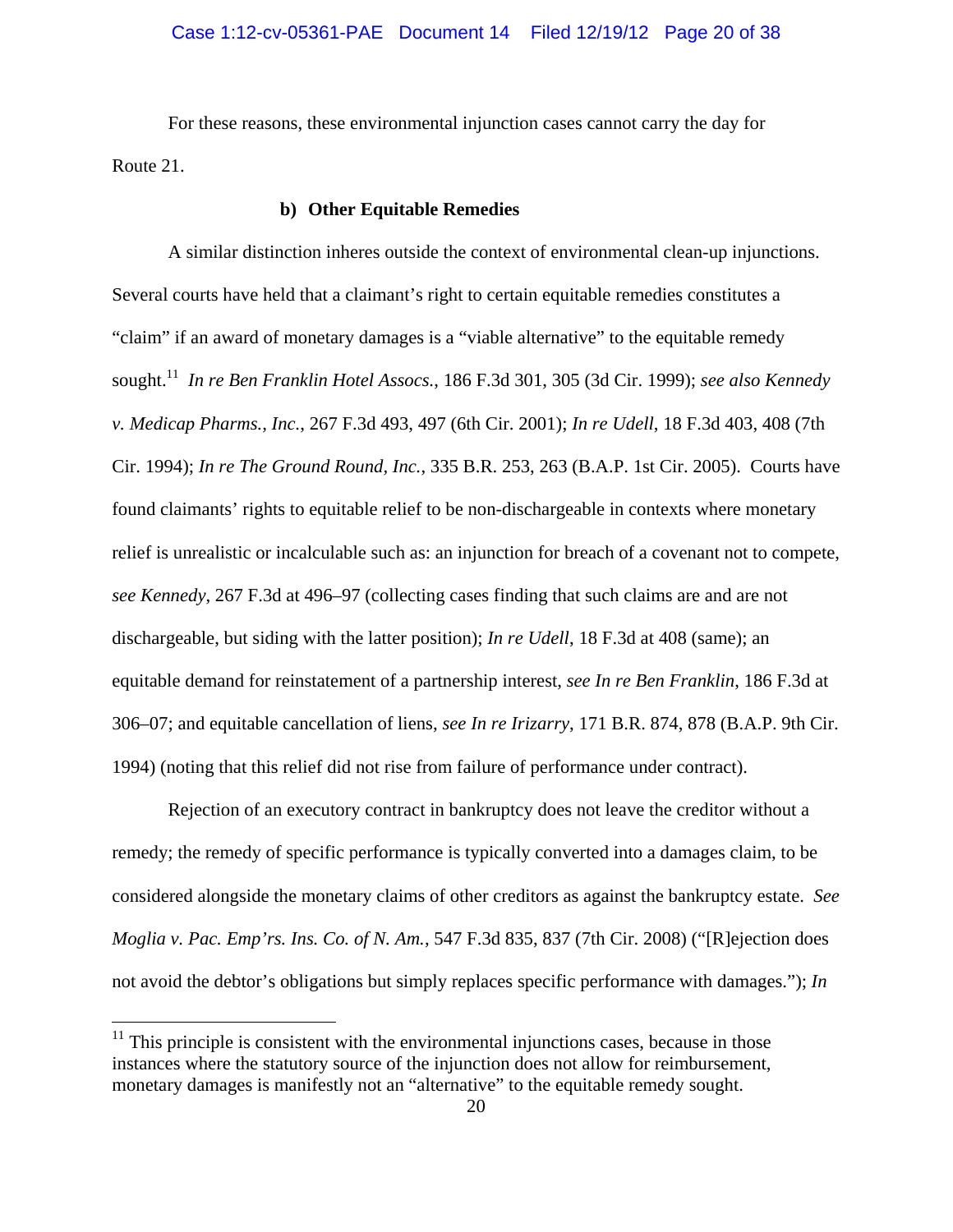For these reasons, these environmental injunction cases cannot carry the day for Route 21.

### b) Other Equitable Remedies

A similar distinction inheres outside the context of environmental clean-up injunctions. Several courts have held that a claimant's right to certain equitable remedies constitutes a "claim" if an award of monetary damages is a "viable alternative" to the equitable remedy sought.[11] *In re Ben Franklin Hotel Assocs.*, 186 F.3d 301, 305 (3d Cir. 1999); *see also Kennedy v. Medicap Pharms., Inc.*, 267 F.3d 493, 497 (6th Cir. 2001); *In re Udell*, 18 F.3d 403, 408 (7th Cir. 1994); *In re The Ground Round, Inc.*, 335 B.R. 253, 263 (B.A.P. 1st Cir. 2005). Courts have found claimants' rights to equitable relief to be non-dischargeable in contexts where monetary relief is unrealistic or incalculable such as: an injunction for breach of a covenant not to compete, *see Kennedy*, 267 F.3d at 496–97 (collecting cases finding that such claims are and are not dischargeable, but siding with the latter position); *In re Udell*, 18 F.3d at 408 (same); an equitable demand for reinstatement of a partnership interest, *see In re Ben Franklin*, 186 F.3d at 306–07; and equitable cancellation of liens, *see In re Irizarry*, 171 B.R. 874, 878 (B.A.P. 9th Cir. 1994) (noting that this relief did not rise from failure of performance under contract).

Rejection of an executory contract in bankruptcy does not leave the creditor without a remedy; the remedy of specific performance is typically converted into a damages claim, to be considered alongside the monetary claims of other creditors as against the bankruptcy estate. *See Moglia v. Pac. Emp'rs. Ins. Co. of N. Am.*, 547 F.3d 835, 837 (7th Cir. 2008) ("[R]ejection does not avoid the debtor's obligations but simply replaces specific performance with damages."); *In*

---

[11] This principle is consistent with the environmental injunctions cases, because in those instances where the statutory source of the injunction does not allow for reimbursement, monetary damages is manifestly not an "alternative" to the equitable remedy sought.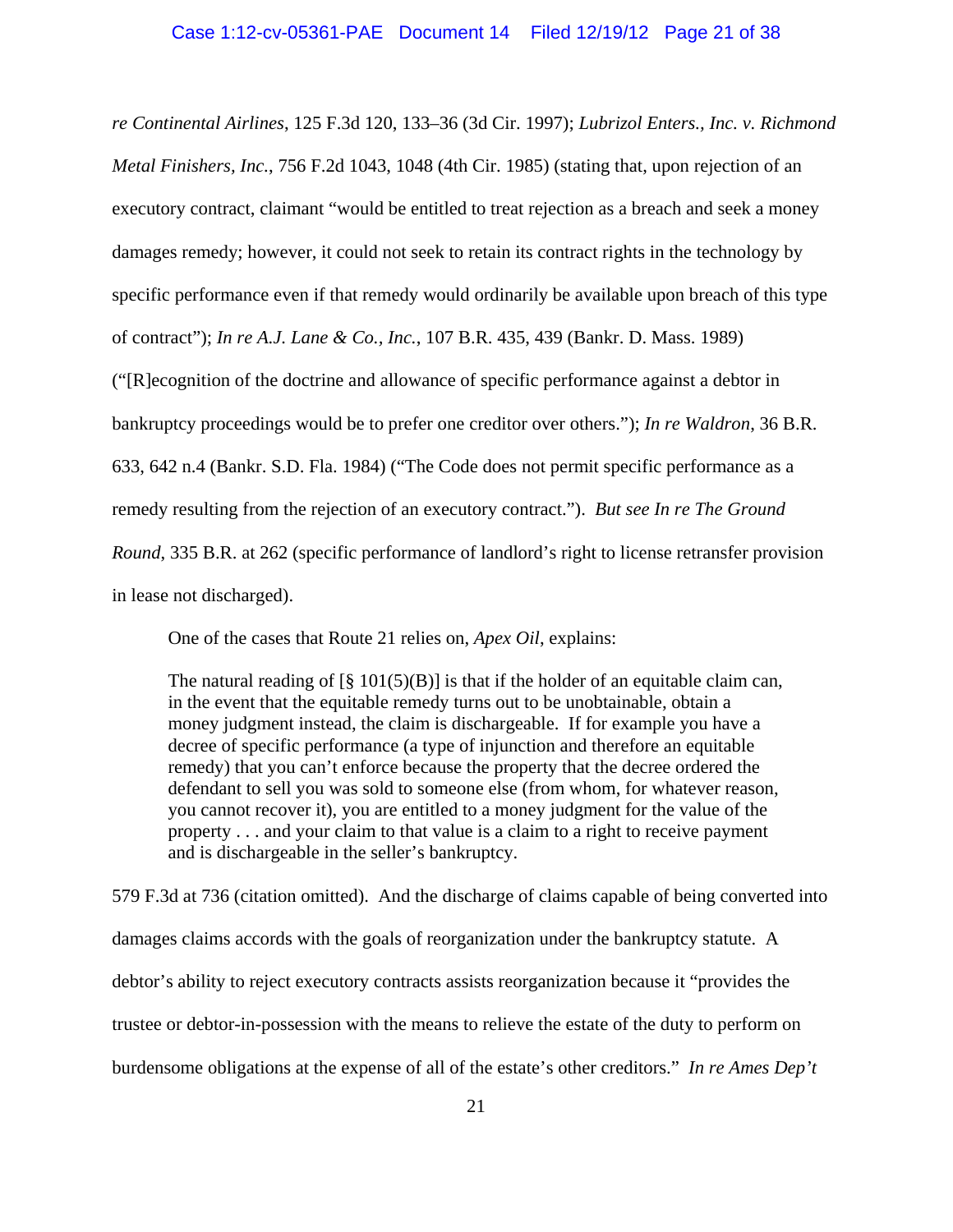*re Continental Airlines*, 125 F.3d 120, 133–36 (3d Cir. 1997); *Lubrizol Enters., Inc. v. Richmond Metal Finishers, Inc.*, 756 F.2d 1043, 1048 (4th Cir. 1985) (stating that, upon rejection of an executory contract, claimant "would be entitled to treat rejection as a breach and seek a money damages remedy; however, it could not seek to retain its contract rights in the technology by specific performance even if that remedy would ordinarily be available upon breach of this type of contract"); *In re A.J. Lane & Co., Inc.*, 107 B.R. 435, 439 (Bankr. D. Mass. 1989) ("[R]ecognition of the doctrine and allowance of specific performance against a debtor in bankruptcy proceedings would be to prefer one creditor over others."); *In re Waldron*, 36 B.R. 633, 642 n.4 (Bankr. S.D. Fla. 1984) ("The Code does not permit specific performance as a remedy resulting from the rejection of an executory contract."). *But see In re The Ground Round*, 335 B.R. at 262 (specific performance of landlord's right to license retransfer provision in lease not discharged).

One of the cases that Route 21 relies on, *Apex Oil*, explains:

> The natural reading of [§ 101(5)(B)] is that if the holder of an equitable claim can, in the event that the equitable remedy turns out to be unobtainable, obtain a money judgment instead, the claim is dischargeable. If for example you have a decree of specific performance (a type of injunction and therefore an equitable remedy) that you can't enforce because the property that the decree ordered the defendant to sell you was sold to someone else (from whom, for whatever reason, you cannot recover it), you are entitled to a money judgment for the value of the property . . . and your claim to that value is a claim to a right to receive payment and is dischargeable in the seller's bankruptcy.

579 F.3d at 736 (citation omitted). And the discharge of claims capable of being converted into damages claims accords with the goals of reorganization under the bankruptcy statute. A debtor's ability to reject executory contracts assists reorganization because it "provides the trustee or debtor-in-possession with the means to relieve the estate of the duty to perform on burdensome obligations at the expense of all of the estate's other creditors." *In re Ames Dep't*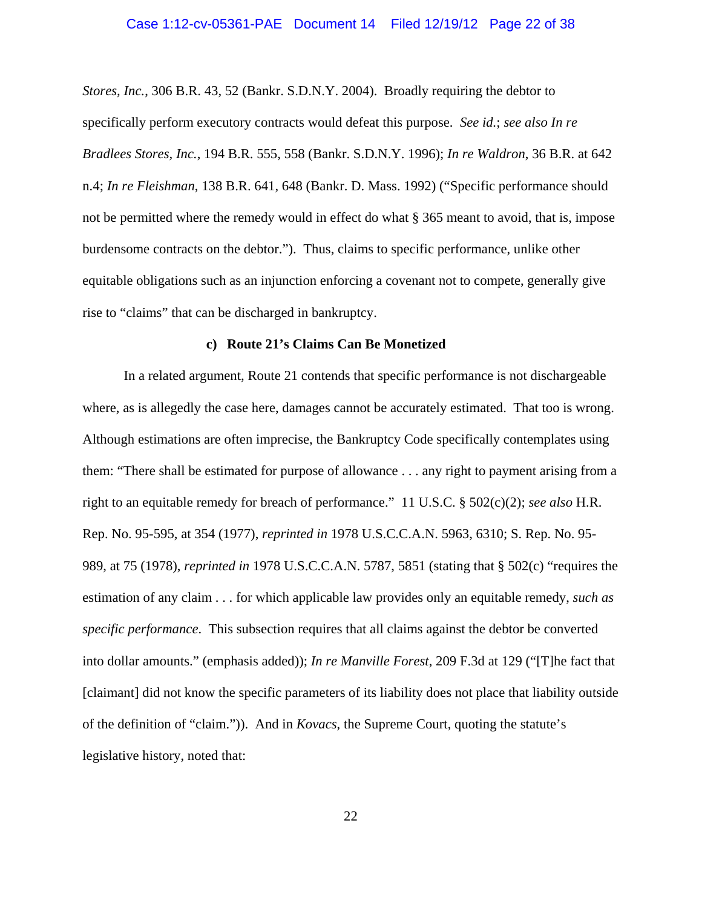*Stores, Inc.*, 306 B.R. 43, 52 (Bankr. S.D.N.Y. 2004). Broadly requiring the debtor to specifically perform executory contracts would defeat this purpose. *See id.*; *see also In re Bradlees Stores, Inc.*, 194 B.R. 555, 558 (Bankr. S.D.N.Y. 1996); *In re Waldron*, 36 B.R. at 642 n.4; *In re Fleishman*, 138 B.R. 641, 648 (Bankr. D. Mass. 1992) ("Specific performance should not be permitted where the remedy would in effect do what § 365 meant to avoid, that is, impose burdensome contracts on the debtor."). Thus, claims to specific performance, unlike other equitable obligations such as an injunction enforcing a covenant not to compete, generally give rise to "claims" that can be discharged in bankruptcy.

**c) Route 21's Claims Can Be Monetized**

In a related argument, Route 21 contends that specific performance is not dischargeable where, as is allegedly the case here, damages cannot be accurately estimated. That too is wrong. Although estimations are often imprecise, the Bankruptcy Code specifically contemplates using them: "There shall be estimated for purpose of allowance . . . any right to payment arising from a right to an equitable remedy for breach of performance." 11 U.S.C. § 502(c)(2); *see also* H.R. Rep. No. 95-595, at 354 (1977), *reprinted in* 1978 U.S.C.C.A.N. 5963, 6310; S. Rep. No. 95-989, at 75 (1978), *reprinted in* 1978 U.S.C.C.A.N. 5787, 5851 (stating that § 502(c) "requires the estimation of any claim . . . for which applicable law provides only an equitable remedy, *such as specific performance*. This subsection requires that all claims against the debtor be converted into dollar amounts." (emphasis added)); *In re Manville Forest*, 209 F.3d at 129 ("[T]he fact that [claimant] did not know the specific parameters of its liability does not place that liability outside of the definition of "claim.")). And in *Kovacs*, the Supreme Court, quoting the statute's legislative history, noted that: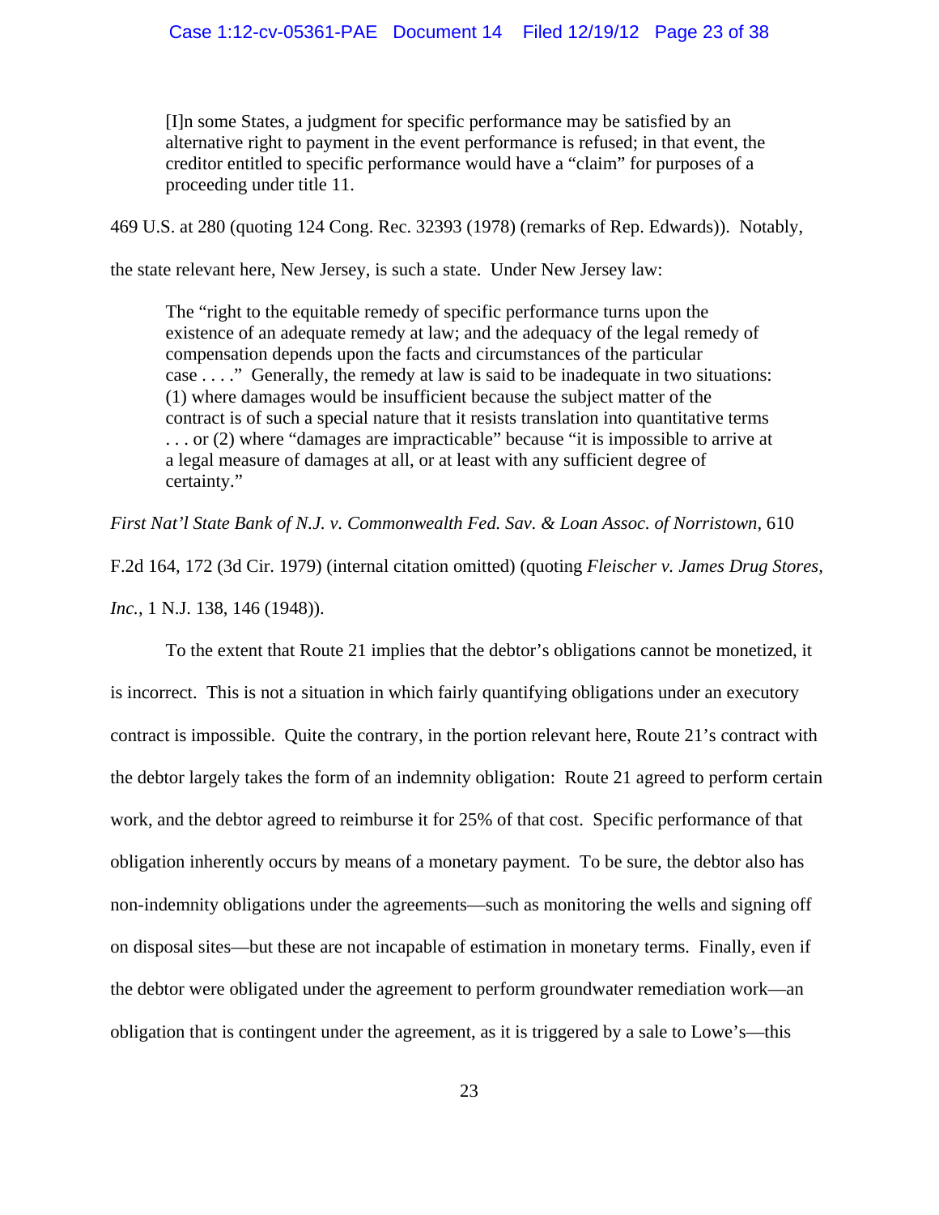> [I]n some States, a judgment for specific performance may be satisfied by an alternative right to payment in the event performance is refused; in that event, the creditor entitled to specific performance would have a "claim" for purposes of a proceeding under title 11.

469 U.S. at 280 (quoting 124 Cong. Rec. 32393 (1978) (remarks of Rep. Edwards)). Notably, the state relevant here, New Jersey, is such a state. Under New Jersey law:

> The "right to the equitable remedy of specific performance turns upon the existence of an adequate remedy at law; and the adequacy of the legal remedy of compensation depends upon the facts and circumstances of the particular case . . . ." Generally, the remedy at law is said to be inadequate in two situations: (1) where damages would be insufficient because the subject matter of the contract is of such a special nature that it resists translation into quantitative terms . . . or (2) where "damages are impracticable" because "it is impossible to arrive at a legal measure of damages at all, or at least with any sufficient degree of certainty."

*First Nat'l State Bank of N.J. v. Commonwealth Fed. Sav. & Loan Assoc. of Norristown*, 610 F.2d 164, 172 (3d Cir. 1979) (internal citation omitted) (quoting *Fleischer v. James Drug Stores, Inc.*, 1 N.J. 138, 146 (1948)).

To the extent that Route 21 implies that the debtor's obligations cannot be monetized, it is incorrect. This is not a situation in which fairly quantifying obligations under an executory contract is impossible. Quite the contrary, in the portion relevant here, Route 21's contract with the debtor largely takes the form of an indemnity obligation: Route 21 agreed to perform certain work, and the debtor agreed to reimburse it for 25% of that cost. Specific performance of that obligation inherently occurs by means of a monetary payment. To be sure, the debtor also has non-indemnity obligations under the agreements—such as monitoring the wells and signing off on disposal sites—but these are not incapable of estimation in monetary terms. Finally, even if the debtor were obligated under the agreement to perform groundwater remediation work—an obligation that is contingent under the agreement, as it is triggered by a sale to Lowe's—this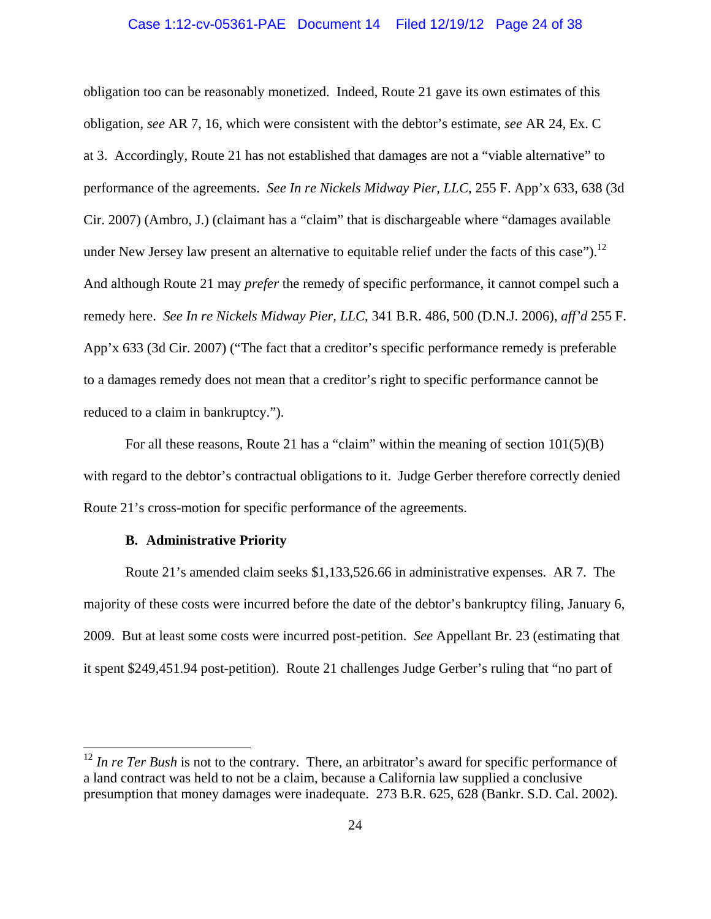obligation too can be reasonably monetized. Indeed, Route 21 gave its own estimates of this obligation, *see* AR 7, 16, which were consistent with the debtor's estimate, *see* AR 24, Ex. C at 3. Accordingly, Route 21 has not established that damages are not a "viable alternative" to performance of the agreements. *See In re Nickels Midway Pier, LLC*, 255 F. App'x 633, 638 (3d Cir. 2007) (Ambro, J.) (claimant has a "claim" that is dischargeable where "damages available under New Jersey law present an alternative to equitable relief under the facts of this case").[12] And although Route 21 may *prefer* the remedy of specific performance, it cannot compel such a remedy here. *See In re Nickels Midway Pier, LLC*, 341 B.R. 486, 500 (D.N.J. 2006), *aff'd* 255 F. App'x 633 (3d Cir. 2007) ("The fact that a creditor's specific performance remedy is preferable to a damages remedy does not mean that a creditor's right to specific performance cannot be reduced to a claim in bankruptcy.").

For all these reasons, Route 21 has a "claim" within the meaning of section 101(5)(B) with regard to the debtor's contractual obligations to it. Judge Gerber therefore correctly denied Route 21's cross-motion for specific performance of the agreements.

**B. Administrative Priority**

Route 21's amended claim seeks $1,133,526.66 in administrative expenses. AR 7. The majority of these costs were incurred before the date of the debtor's bankruptcy filing, January 6, 2009. But at least some costs were incurred post-petition. *See* Appellant Br. 23 (estimating that it spent $249,451.94 post-petition). Route 21 challenges Judge Gerber's ruling that "no part of

---

[12] *In re Ter Bush* is not to the contrary. There, an arbitrator's award for specific performance of a land contract was held to not be a claim, because a California law supplied a conclusive presumption that money damages were inadequate. 273 B.R. 625, 628 (Bankr. S.D. Cal. 2002).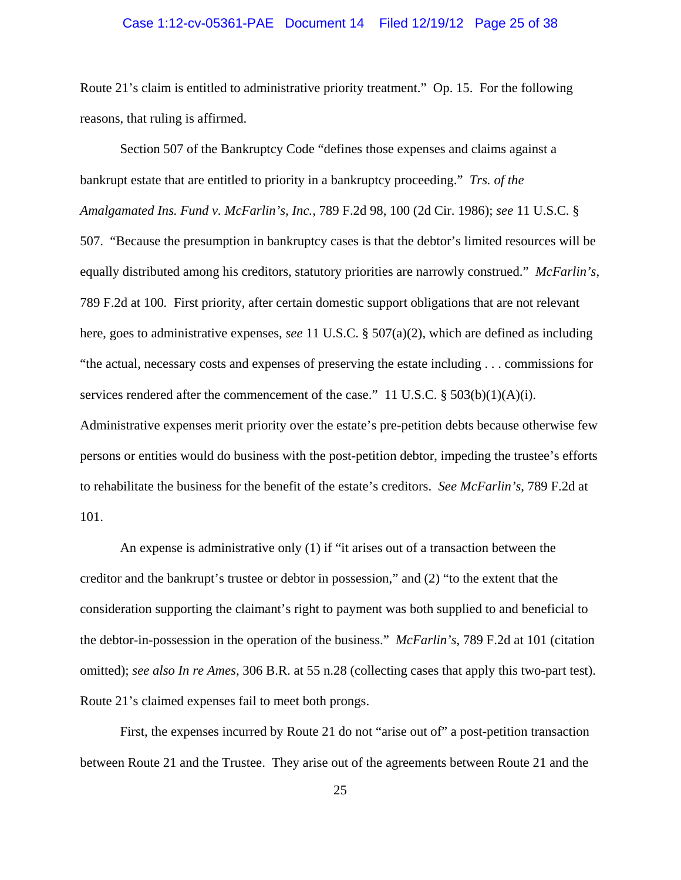Route 21's claim is entitled to administrative priority treatment." Op. 15. For the following reasons, that ruling is affirmed.

Section 507 of the Bankruptcy Code "defines those expenses and claims against a bankrupt estate that are entitled to priority in a bankruptcy proceeding." *Trs. of the Amalgamated Ins. Fund v. McFarlin's, Inc.*, 789 F.2d 98, 100 (2d Cir. 1986); *see* 11 U.S.C. § 507. "Because the presumption in bankruptcy cases is that the debtor's limited resources will be equally distributed among his creditors, statutory priorities are narrowly construed." *McFarlin's*, 789 F.2d at 100. First priority, after certain domestic support obligations that are not relevant here, goes to administrative expenses, *see* 11 U.S.C. § 507(a)(2), which are defined as including "the actual, necessary costs and expenses of preserving the estate including . . . commissions for services rendered after the commencement of the case." 11 U.S.C. § 503(b)(1)(A)(i). Administrative expenses merit priority over the estate's pre-petition debts because otherwise few persons or entities would do business with the post-petition debtor, impeding the trustee's efforts to rehabilitate the business for the benefit of the estate's creditors. *See McFarlin's*, 789 F.2d at 101.

An expense is administrative only (1) if "it arises out of a transaction between the creditor and the bankrupt's trustee or debtor in possession," and (2) "to the extent that the consideration supporting the claimant's right to payment was both supplied to and beneficial to the debtor-in-possession in the operation of the business." *McFarlin's*, 789 F.2d at 101 (citation omitted); *see also In re Ames*, 306 B.R. at 55 n.28 (collecting cases that apply this two-part test). Route 21's claimed expenses fail to meet both prongs.

First, the expenses incurred by Route 21 do not "arise out of" a post-petition transaction between Route 21 and the Trustee. They arise out of the agreements between Route 21 and the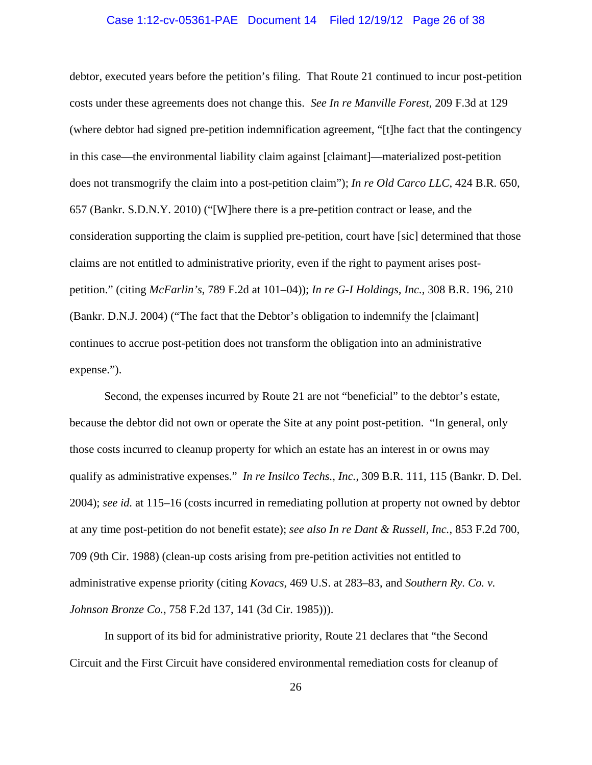debtor, executed years before the petition's filing. That Route 21 continued to incur post-petition costs under these agreements does not change this. *See In re Manville Forest*, 209 F.3d at 129 (where debtor had signed pre-petition indemnification agreement, "[t]he fact that the contingency in this case—the environmental liability claim against [claimant]—materialized post-petition does not transmogrify the claim into a post-petition claim"); *In re Old Carco LLC*, 424 B.R. 650, 657 (Bankr. S.D.N.Y. 2010) ("[W]here there is a pre-petition contract or lease, and the consideration supporting the claim is supplied pre-petition, court have [sic] determined that those claims are not entitled to administrative priority, even if the right to payment arises post-petition." (citing *McFarlin's*, 789 F.2d at 101–04)); *In re G-I Holdings, Inc.*, 308 B.R. 196, 210 (Bankr. D.N.J. 2004) ("The fact that the Debtor's obligation to indemnify the [claimant] continues to accrue post-petition does not transform the obligation into an administrative expense.").

Second, the expenses incurred by Route 21 are not "beneficial" to the debtor's estate, because the debtor did not own or operate the Site at any point post-petition. "In general, only those costs incurred to cleanup property for which an estate has an interest in or owns may qualify as administrative expenses." *In re Insilco Techs., Inc.*, 309 B.R. 111, 115 (Bankr. D. Del. 2004); *see id.* at 115–16 (costs incurred in remediating pollution at property not owned by debtor at any time post-petition do not benefit estate); *see also In re Dant & Russell, Inc.*, 853 F.2d 700, 709 (9th Cir. 1988) (clean-up costs arising from pre-petition activities not entitled to administrative expense priority (citing *Kovacs*, 469 U.S. at 283–83, and *Southern Ry. Co. v. Johnson Bronze Co.*, 758 F.2d 137, 141 (3d Cir. 1985))).

In support of its bid for administrative priority, Route 21 declares that "the Second Circuit and the First Circuit have considered environmental remediation costs for cleanup of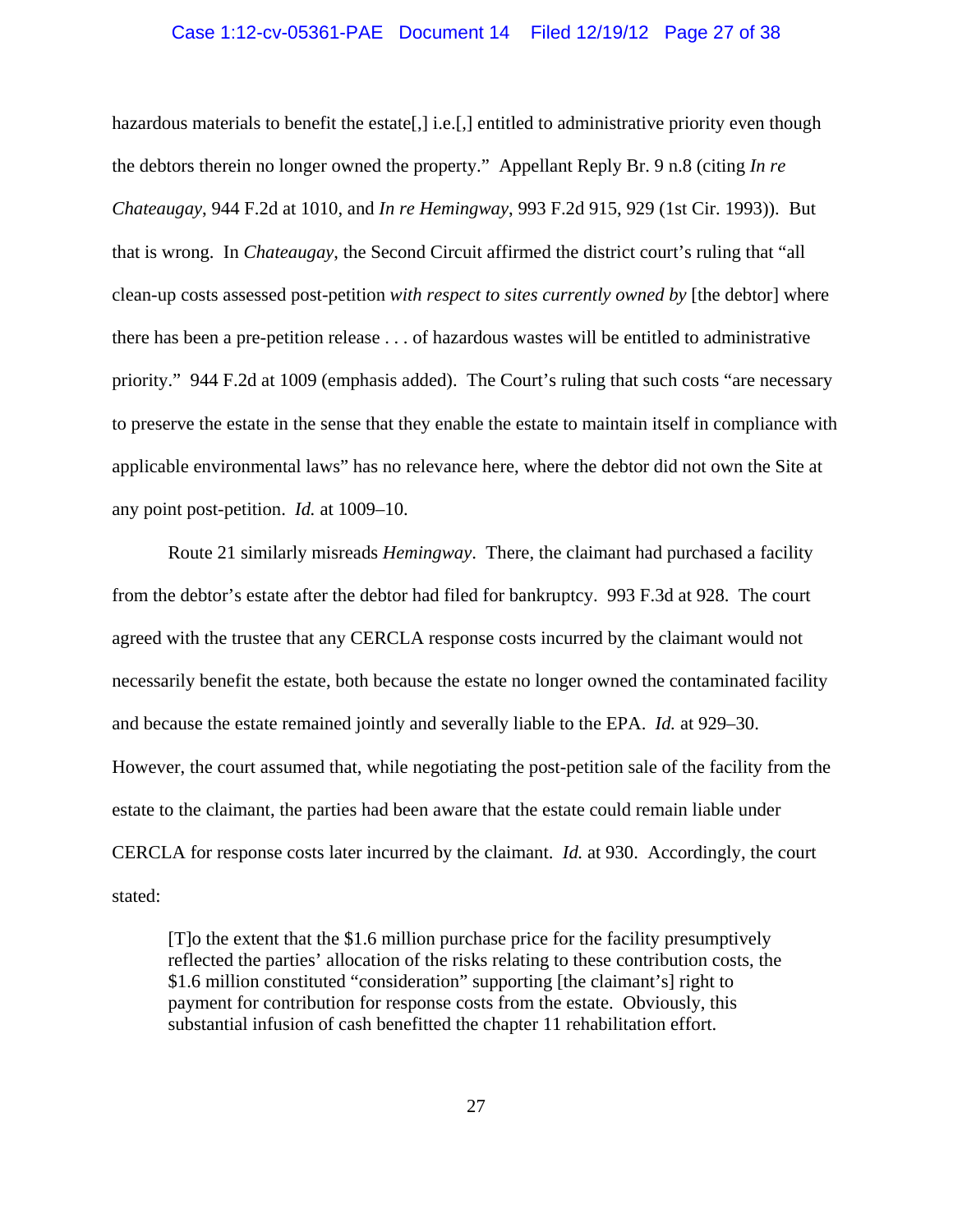hazardous materials to benefit the estate[,] i.e.[,] entitled to administrative priority even though the debtors therein no longer owned the property." Appellant Reply Br. 9 n.8 (citing *In re Chateaugay*, 944 F.2d at 1010, and *In re Hemingway*, 993 F.2d 915, 929 (1st Cir. 1993)). But that is wrong. In *Chateaugay*, the Second Circuit affirmed the district court's ruling that "all clean-up costs assessed post-petition *with respect to sites currently owned by* [the debtor] where there has been a pre-petition release . . . of hazardous wastes will be entitled to administrative priority." 944 F.2d at 1009 (emphasis added). The Court's ruling that such costs "are necessary to preserve the estate in the sense that they enable the estate to maintain itself in compliance with applicable environmental laws" has no relevance here, where the debtor did not own the Site at any point post-petition. *Id.* at 1009–10.

Route 21 similarly misreads *Hemingway*. There, the claimant had purchased a facility from the debtor's estate after the debtor had filed for bankruptcy. 993 F.3d at 928. The court agreed with the trustee that any CERCLA response costs incurred by the claimant would not necessarily benefit the estate, both because the estate no longer owned the contaminated facility and because the estate remained jointly and severally liable to the EPA. *Id.* at 929–30. However, the court assumed that, while negotiating the post-petition sale of the facility from the estate to the claimant, the parties had been aware that the estate could remain liable under CERCLA for response costs later incurred by the claimant. *Id.* at 930. Accordingly, the court stated:

> [T]o the extent that the $1.6 million purchase price for the facility presumptively reflected the parties' allocation of the risks relating to these contribution costs, the $1.6 million constituted "consideration" supporting [the claimant's] right to payment for contribution for response costs from the estate. Obviously, this substantial infusion of cash benefitted the chapter 11 rehabilitation effort.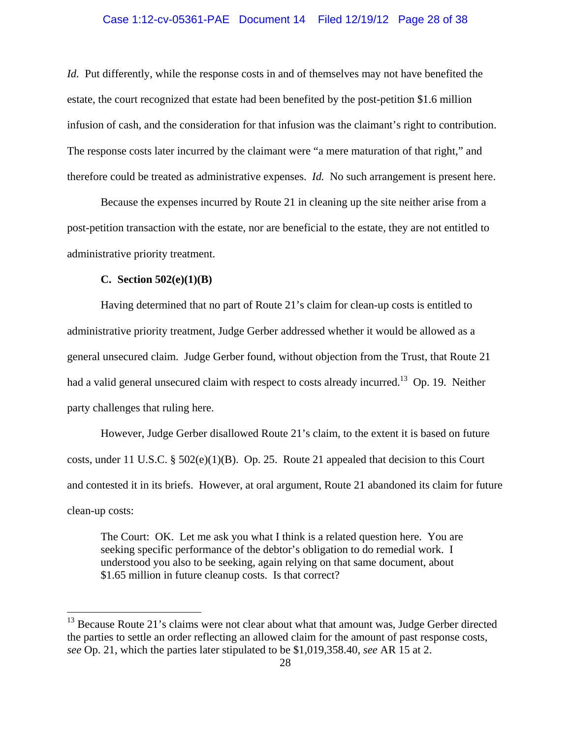*Id.* Put differently, while the response costs in and of themselves may not have benefited the estate, the court recognized that estate had been benefited by the post-petition $1.6 million infusion of cash, and the consideration for that infusion was the claimant's right to contribution. The response costs later incurred by the claimant were "a mere maturation of that right," and therefore could be treated as administrative expenses. *Id.* No such arrangement is present here.

Because the expenses incurred by Route 21 in cleaning up the site neither arise from a post-petition transaction with the estate, nor are beneficial to the estate, they are not entitled to administrative priority treatment.

**C. Section 502(e)(1)(B)**

Having determined that no part of Route 21's claim for clean-up costs is entitled to administrative priority treatment, Judge Gerber addressed whether it would be allowed as a general unsecured claim. Judge Gerber found, without objection from the Trust, that Route 21 had a valid general unsecured claim with respect to costs already incurred.[13] Op. 19. Neither party challenges that ruling here.

However, Judge Gerber disallowed Route 21's claim, to the extent it is based on future costs, under 11 U.S.C. § 502(e)(1)(B). Op. 25. Route 21 appealed that decision to this Court and contested it in its briefs. However, at oral argument, Route 21 abandoned its claim for future clean-up costs:

> The Court: OK. Let me ask you what I think is a related question here. You are seeking specific performance of the debtor's obligation to do remedial work. I understood you also to be seeking, again relying on that same document, about $1.65 million in future cleanup costs. Is that correct?

---

[13] Because Route 21's claims were not clear about what that amount was, Judge Gerber directed the parties to settle an order reflecting an allowed claim for the amount of past response costs, *see* Op. 21, which the parties later stipulated to be $1,019,358.40, *see* AR 15 at 2.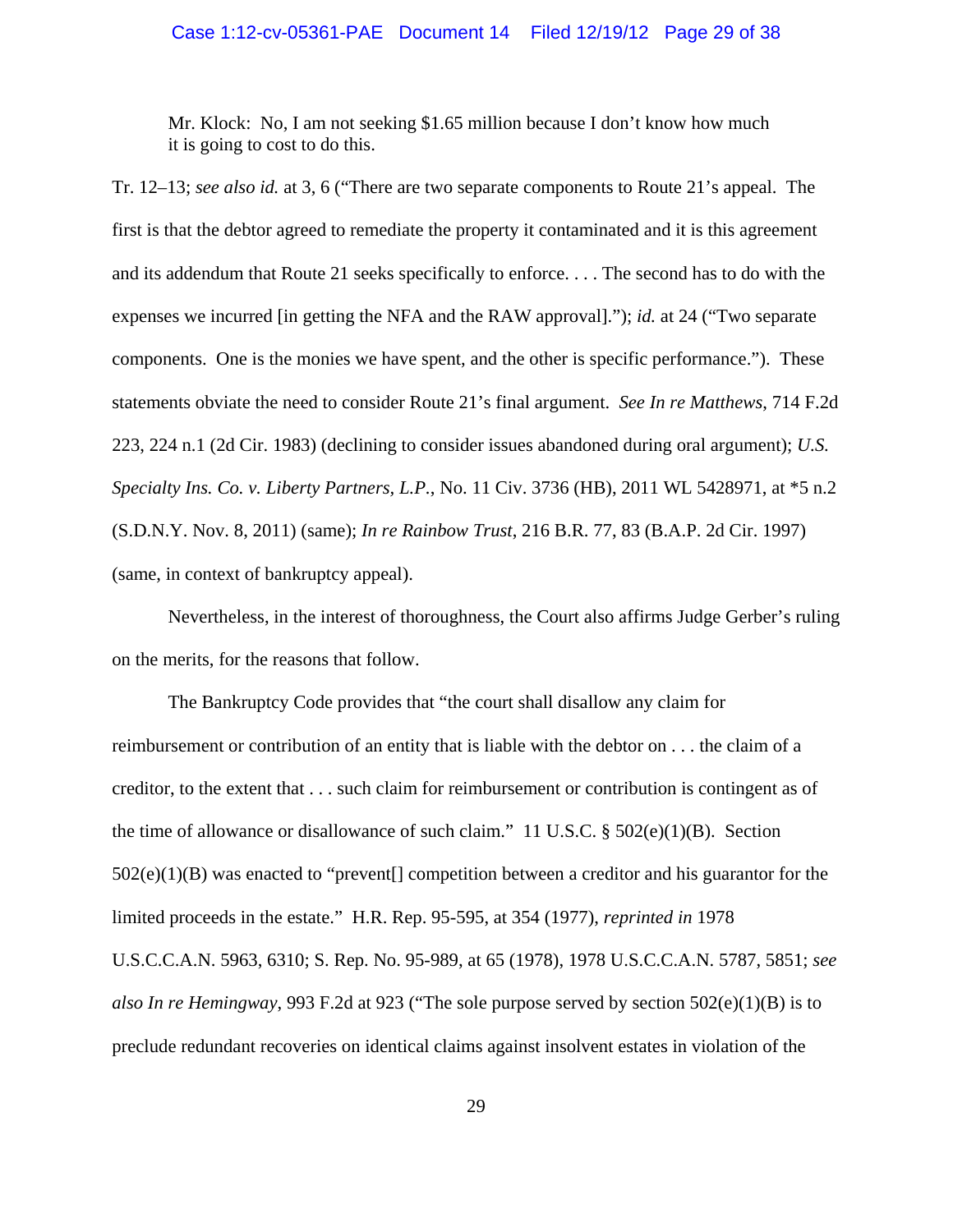Mr. Klock: No, I am not seeking $1.65 million because I don't know how much it is going to cost to do this.

Tr. 12–13; *see also id.* at 3, 6 ("There are two separate components to Route 21's appeal. The first is that the debtor agreed to remediate the property it contaminated and it is this agreement and its addendum that Route 21 seeks specifically to enforce. . . . The second has to do with the expenses we incurred [in getting the NFA and the RAW approval]."); *id.* at 24 ("Two separate components. One is the monies we have spent, and the other is specific performance."). These statements obviate the need to consider Route 21's final argument. *See In re Matthews*, 714 F.2d 223, 224 n.1 (2d Cir. 1983) (declining to consider issues abandoned during oral argument); *U.S. Specialty Ins. Co. v. Liberty Partners, L.P.*, No. 11 Civ. 3736 (HB), 2011 WL 5428971, at *5 n.2 (S.D.N.Y. Nov. 8, 2011) (same); *In re Rainbow Trust*, 216 B.R. 77, 83 (B.A.P. 2d Cir. 1997) (same, in context of bankruptcy appeal).

Nevertheless, in the interest of thoroughness, the Court also affirms Judge Gerber's ruling on the merits, for the reasons that follow.

The Bankruptcy Code provides that "the court shall disallow any claim for reimbursement or contribution of an entity that is liable with the debtor on . . . the claim of a creditor, to the extent that . . . such claim for reimbursement or contribution is contingent as of the time of allowance or disallowance of such claim." 11 U.S.C. § 502(e)(1)(B). Section 502(e)(1)(B) was enacted to "prevent[] competition between a creditor and his guarantor for the limited proceeds in the estate." H.R. Rep. 95-595, at 354 (1977), *reprinted in* 1978 U.S.C.C.A.N. 5963, 6310; S. Rep. No. 95-989, at 65 (1978), 1978 U.S.C.C.A.N. 5787, 5851; *see also In re Hemingway*, 993 F.2d at 923 ("The sole purpose served by section 502(e)(1)(B) is to preclude redundant recoveries on identical claims against insolvent estates in violation of the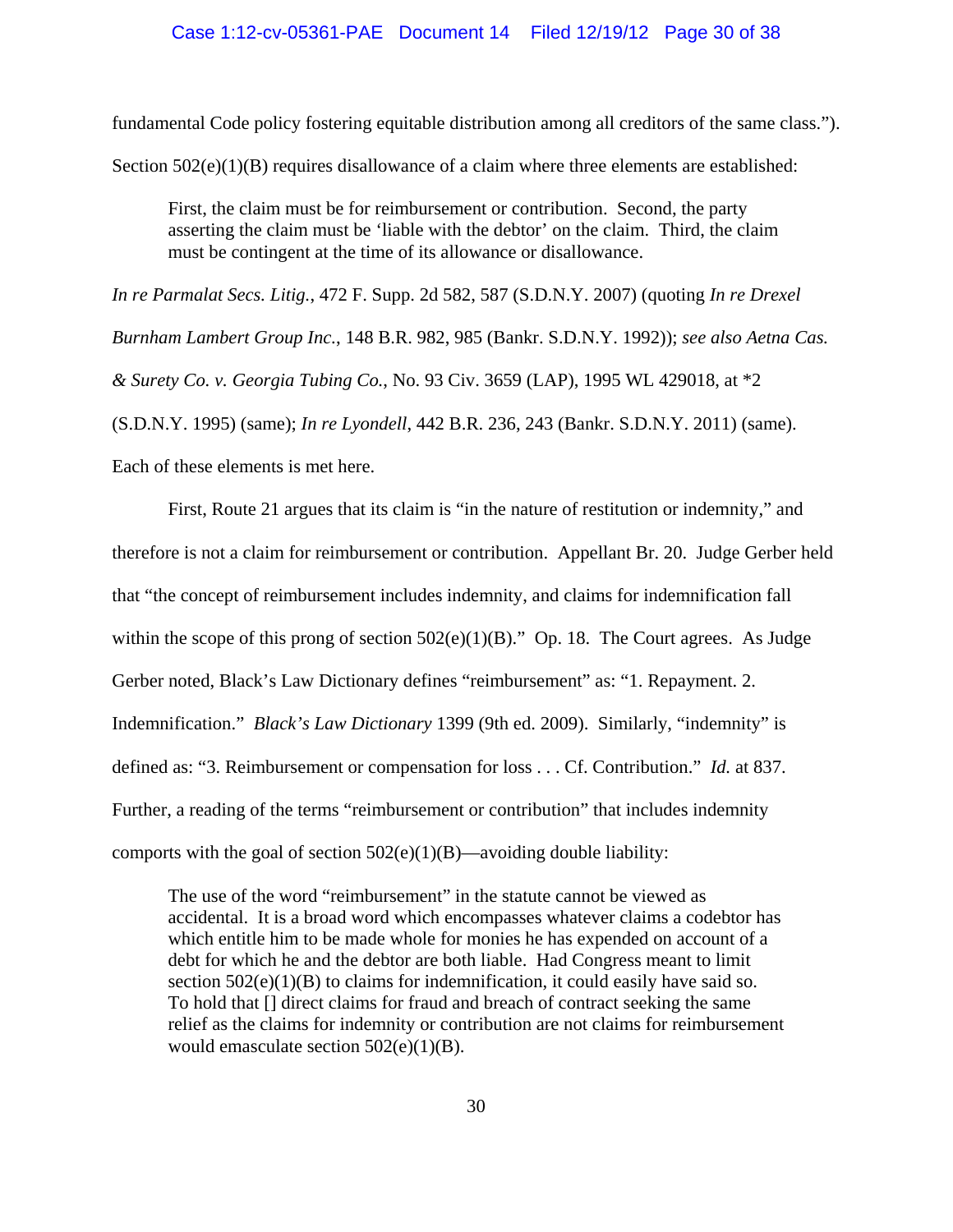fundamental Code policy fostering equitable distribution among all creditors of the same class.").

Section 502(e)(1)(B) requires disallowance of a claim where three elements are established:

> First, the claim must be for reimbursement or contribution. Second, the party asserting the claim must be 'liable with the debtor' on the claim. Third, the claim must be contingent at the time of its allowance or disallowance.

*In re Parmalat Secs. Litig.*, 472 F. Supp. 2d 582, 587 (S.D.N.Y. 2007) (quoting *In re Drexel Burnham Lambert Group Inc.*, 148 B.R. 982, 985 (Bankr. S.D.N.Y. 1992)); *see also Aetna Cas. & Surety Co. v. Georgia Tubing Co.*, No. 93 Civ. 3659 (LAP), 1995 WL 429018, at *2 (S.D.N.Y. 1995) (same); *In re Lyondell*, 442 B.R. 236, 243 (Bankr. S.D.N.Y. 2011) (same). Each of these elements is met here.

First, Route 21 argues that its claim is "in the nature of restitution or indemnity," and therefore is not a claim for reimbursement or contribution. Appellant Br. 20. Judge Gerber held that "the concept of reimbursement includes indemnity, and claims for indemnification fall within the scope of this prong of section 502(e)(1)(B)." Op. 18. The Court agrees. As Judge Gerber noted, Black's Law Dictionary defines "reimbursement" as: "1. Repayment. 2. Indemnification." *Black's Law Dictionary* 1399 (9th ed. 2009). Similarly, "indemnity" is defined as: "3. Reimbursement or compensation for loss . . . Cf. Contribution." *Id.* at 837. Further, a reading of the terms "reimbursement or contribution" that includes indemnity comports with the goal of section 502(e)(1)(B)—avoiding double liability:

> The use of the word "reimbursement" in the statute cannot be viewed as accidental. It is a broad word which encompasses whatever claims a codebtor has which entitle him to be made whole for monies he has expended on account of a debt for which he and the debtor are both liable. Had Congress meant to limit section 502(e)(1)(B) to claims for indemnification, it could easily have said so. To hold that [] direct claims for fraud and breach of contract seeking the same relief as the claims for indemnity or contribution are not claims for reimbursement would emasculate section 502(e)(1)(B).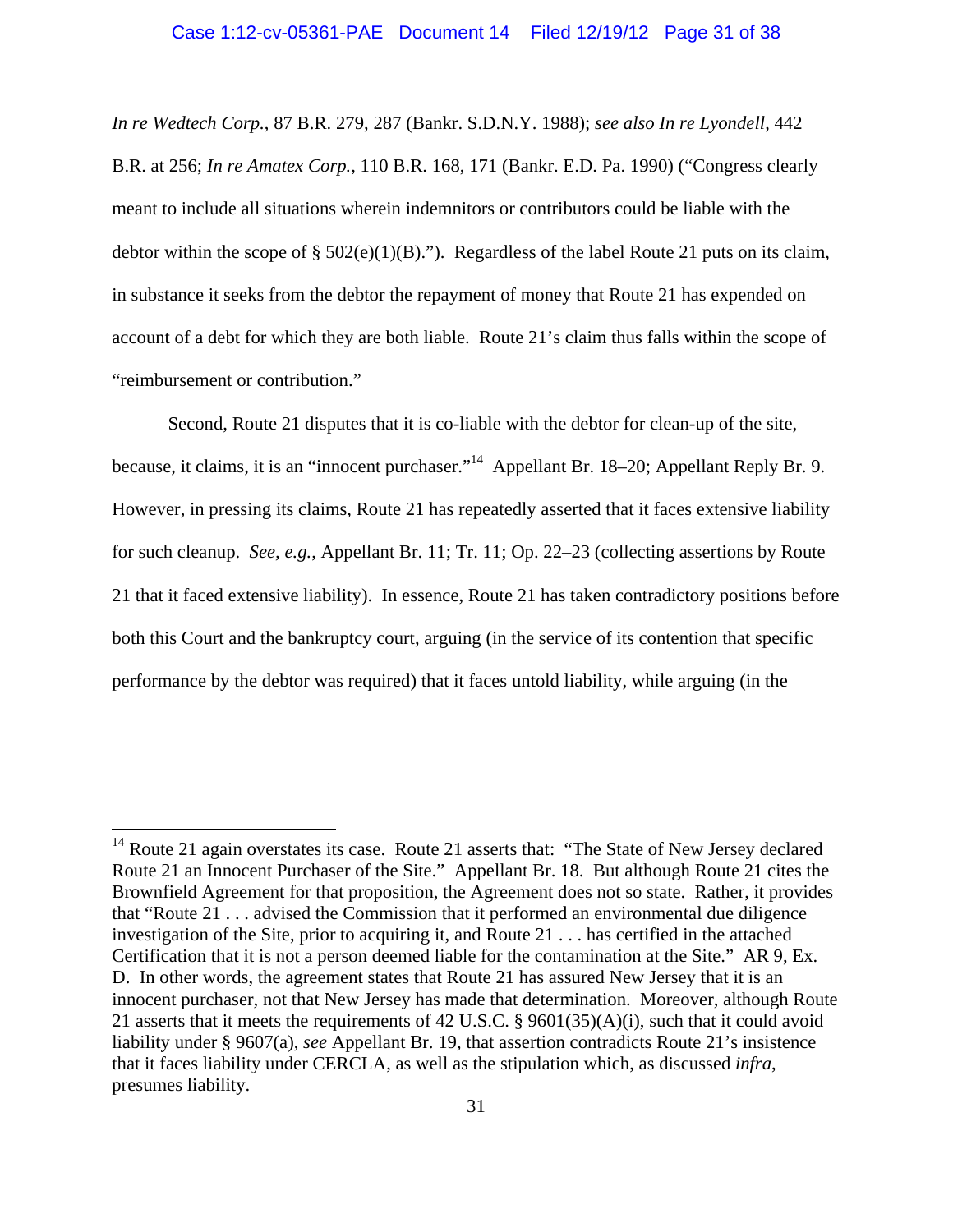*In re Wedtech Corp.*, 87 B.R. 279, 287 (Bankr. S.D.N.Y. 1988); *see also In re Lyondell*, 442 B.R. at 256; *In re Amatex Corp.*, 110 B.R. 168, 171 (Bankr. E.D. Pa. 1990) ("Congress clearly meant to include all situations wherein indemnitors or contributors could be liable with the debtor within the scope of § 502(e)(1)(B)."). Regardless of the label Route 21 puts on its claim, in substance it seeks from the debtor the repayment of money that Route 21 has expended on account of a debt for which they are both liable. Route 21's claim thus falls within the scope of "reimbursement or contribution."

Second, Route 21 disputes that it is co-liable with the debtor for clean-up of the site, because, it claims, it is an "innocent purchaser."[14] Appellant Br. 18–20; Appellant Reply Br. 9. However, in pressing its claims, Route 21 has repeatedly asserted that it faces extensive liability for such cleanup. *See, e.g.*, Appellant Br. 11; Tr. 11; Op. 22–23 (collecting assertions by Route 21 that it faced extensive liability). In essence, Route 21 has taken contradictory positions before both this Court and the bankruptcy court, arguing (in the service of its contention that specific performance by the debtor was required) that it faces untold liability, while arguing (in the

---

[14] Route 21 again overstates its case. Route 21 asserts that: "The State of New Jersey declared Route 21 an Innocent Purchaser of the Site." Appellant Br. 18. But although Route 21 cites the Brownfield Agreement for that proposition, the Agreement does not so state. Rather, it provides that "Route 21 . . . advised the Commission that it performed an environmental due diligence investigation of the Site, prior to acquiring it, and Route 21 . . . has certified in the attached Certification that it is not a person deemed liable for the contamination at the Site." AR 9, Ex. D. In other words, the agreement states that Route 21 has assured New Jersey that it is an innocent purchaser, not that New Jersey has made that determination. Moreover, although Route 21 asserts that it meets the requirements of 42 U.S.C. § 9601(35)(A)(i), such that it could avoid liability under § 9607(a), *see* Appellant Br. 19, that assertion contradicts Route 21's insistence that it faces liability under CERCLA, as well as the stipulation which, as discussed *infra*, presumes liability.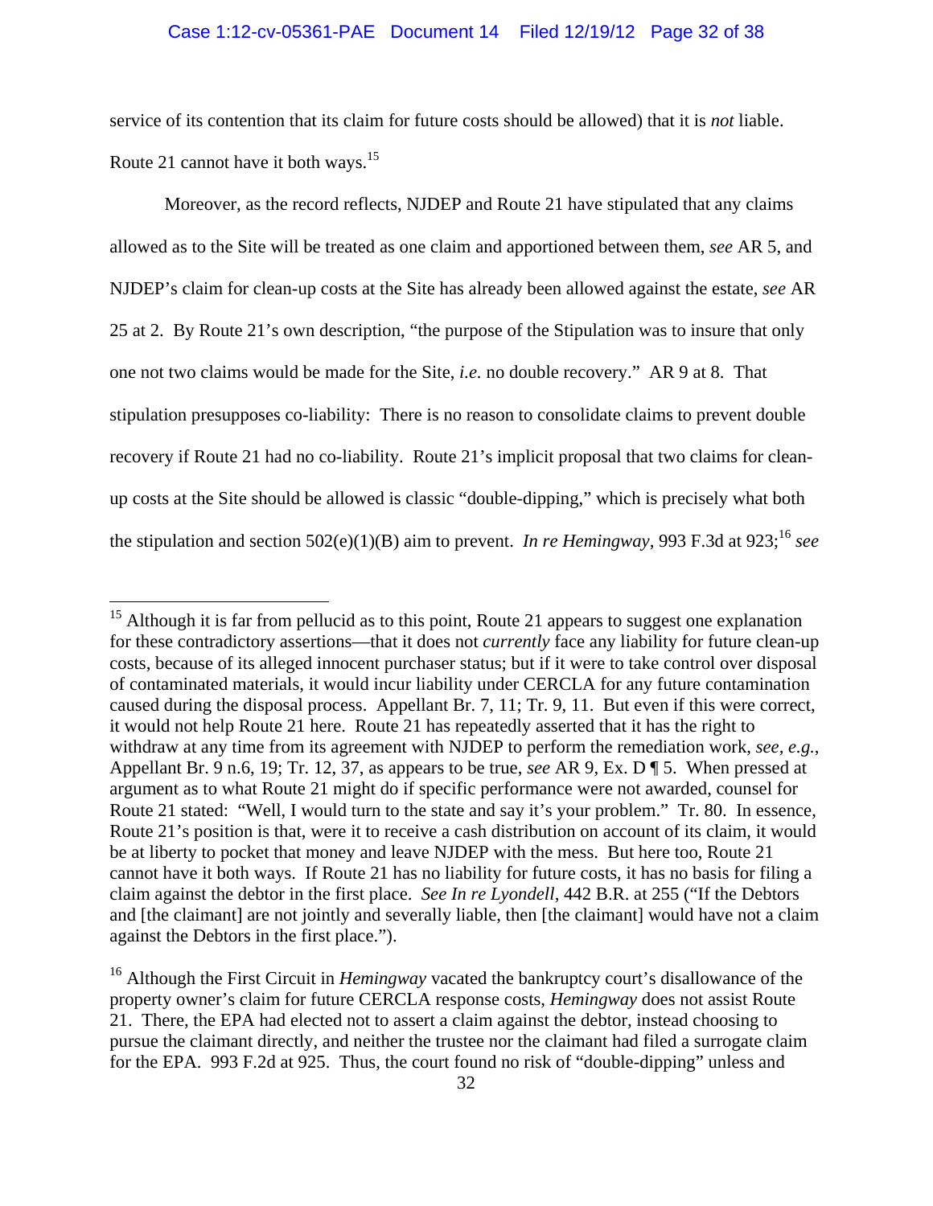service of its contention that its claim for future costs should be allowed) that it is *not* liable. Route 21 cannot have it both ways.[15]

Moreover, as the record reflects, NJDEP and Route 21 have stipulated that any claims allowed as to the Site will be treated as one claim and apportioned between them, *see* AR 5, and NJDEP's claim for clean-up costs at the Site has already been allowed against the estate, *see* AR 25 at 2. By Route 21's own description, "the purpose of the Stipulation was to insure that only one not two claims would be made for the Site, *i.e.* no double recovery." AR 9 at 8. That stipulation presupposes co-liability: There is no reason to consolidate claims to prevent double recovery if Route 21 had no co-liability. Route 21's implicit proposal that two claims for clean-up costs at the Site should be allowed is classic "double-dipping," which is precisely what both the stipulation and section 502(e)(1)(B) aim to prevent. *In re Hemingway*, 993 F.3d at 923;[16] *see*

---

[15] Although it is far from pellucid as to this point, Route 21 appears to suggest one explanation for these contradictory assertions—that it does not *currently* face any liability for future clean-up costs, because of its alleged innocent purchaser status; but if it were to take control over disposal of contaminated materials, it would incur liability under CERCLA for any future contamination caused during the disposal process. Appellant Br. 7, 11; Tr. 9, 11. But even if this were correct, it would not help Route 21 here. Route 21 has repeatedly asserted that it has the right to withdraw at any time from its agreement with NJDEP to perform the remediation work, *see*, *e.g.*, Appellant Br. 9 n.6, 19; Tr. 12, 37, as appears to be true, *see* AR 9, Ex. D ¶ 5. When pressed at argument as to what Route 21 might do if specific performance were not awarded, counsel for Route 21 stated: "Well, I would turn to the state and say it's your problem." Tr. 80. In essence, Route 21's position is that, were it to receive a cash distribution on account of its claim, it would be at liberty to pocket that money and leave NJDEP with the mess. But here too, Route 21 cannot have it both ways. If Route 21 has no liability for future costs, it has no basis for filing a claim against the debtor in the first place. *See In re Lyondell*, 442 B.R. at 255 ("If the Debtors and [the claimant] are not jointly and severally liable, then [the claimant] would have not a claim against the Debtors in the first place.").

[16] Although the First Circuit in *Hemingway* vacated the bankruptcy court's disallowance of the property owner's claim for future CERCLA response costs, *Hemingway* does not assist Route 21. There, the EPA had elected not to assert a claim against the debtor, instead choosing to pursue the claimant directly, and neither the trustee nor the claimant had filed a surrogate claim for the EPA. 993 F.2d at 925. Thus, the court found no risk of "double-dipping" unless and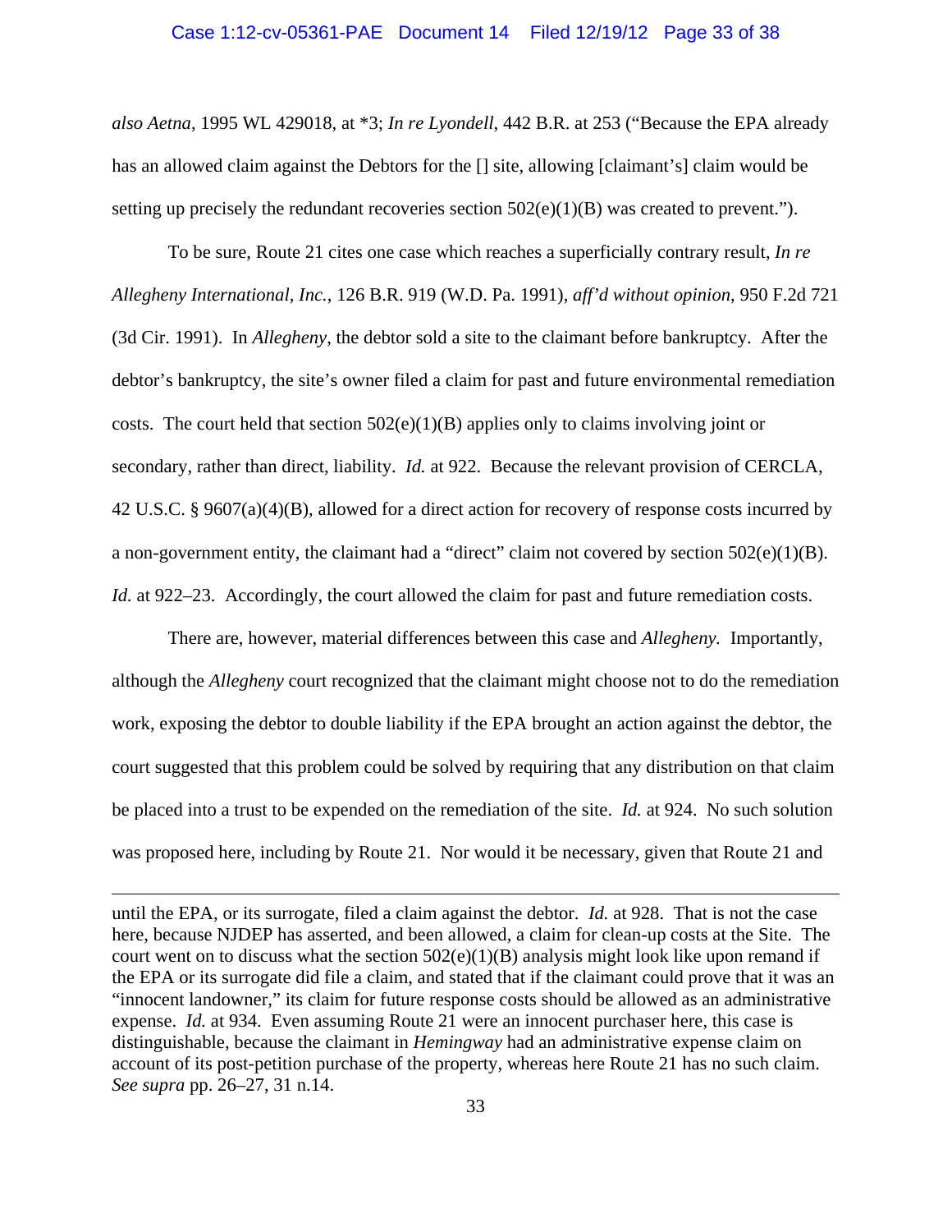*also Aetna*, 1995 WL 429018, at *3; *In re Lyondell*, 442 B.R. at 253 ("Because the EPA already has an allowed claim against the Debtors for the [] site, allowing [claimant's] claim would be setting up precisely the redundant recoveries section 502(e)(1)(B) was created to prevent.").

To be sure, Route 21 cites one case which reaches a superficially contrary result, *In re Allegheny International, Inc.*, 126 B.R. 919 (W.D. Pa. 1991), *aff'd without opinion*, 950 F.2d 721 (3d Cir. 1991). In *Allegheny*, the debtor sold a site to the claimant before bankruptcy. After the debtor's bankruptcy, the site's owner filed a claim for past and future environmental remediation costs. The court held that section 502(e)(1)(B) applies only to claims involving joint or secondary, rather than direct, liability. *Id.* at 922. Because the relevant provision of CERCLA, 42 U.S.C. § 9607(a)(4)(B), allowed for a direct action for recovery of response costs incurred by a non-government entity, the claimant had a "direct" claim not covered by section 502(e)(1)(B). *Id.* at 922–23. Accordingly, the court allowed the claim for past and future remediation costs.

There are, however, material differences between this case and *Allegheny.* Importantly, although the *Allegheny* court recognized that the claimant might choose not to do the remediation work, exposing the debtor to double liability if the EPA brought an action against the debtor, the court suggested that this problem could be solved by requiring that any distribution on that claim be placed into a trust to be expended on the remediation of the site. *Id.* at 924. No such solution was proposed here, including by Route 21. Nor would it be necessary, given that Route 21 and

---

until the EPA, or its surrogate, filed a claim against the debtor. *Id.* at 928. That is not the case here, because NJDEP has asserted, and been allowed, a claim for clean-up costs at the Site. The court went on to discuss what the section 502(e)(1)(B) analysis might look like upon remand if the EPA or its surrogate did file a claim, and stated that if the claimant could prove that it was an "innocent landowner," its claim for future response costs should be allowed as an administrative expense. *Id.* at 934. Even assuming Route 21 were an innocent purchaser here, this case is distinguishable, because the claimant in *Hemingway* had an administrative expense claim on account of its post-petition purchase of the property, whereas here Route 21 has no such claim. *See supra* pp. 26–27, 31 n.14.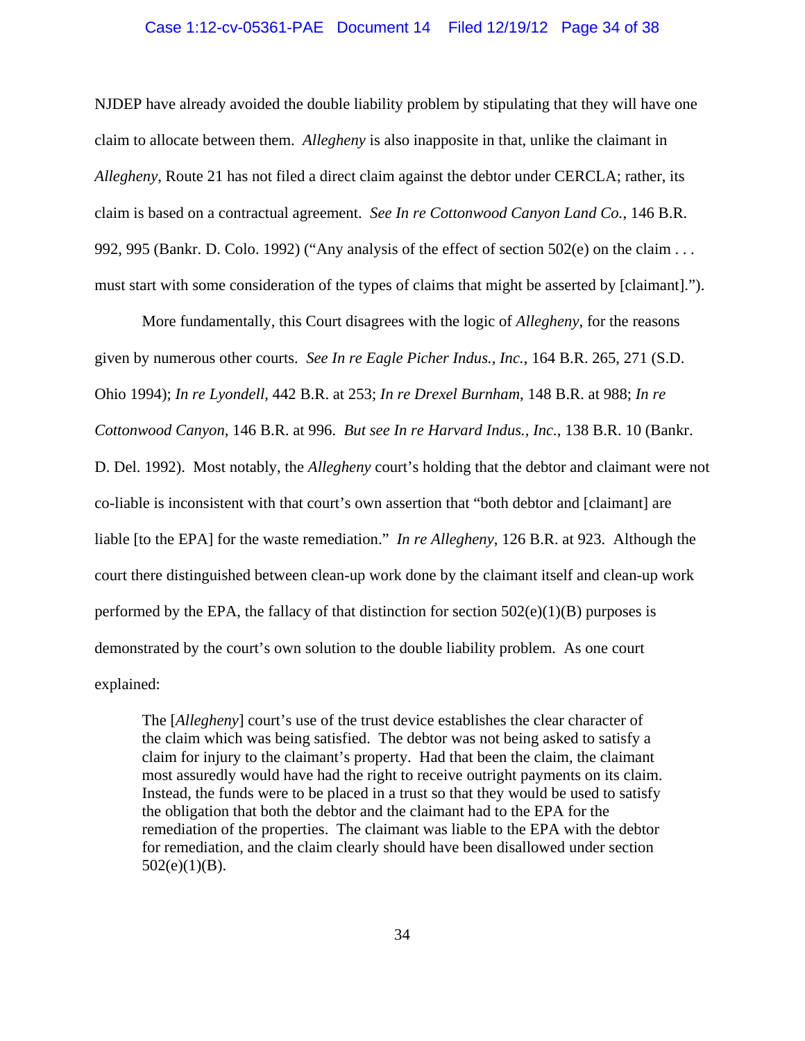NJDEP have already avoided the double liability problem by stipulating that they will have one claim to allocate between them. *Allegheny* is also inapposite in that, unlike the claimant in *Allegheny*, Route 21 has not filed a direct claim against the debtor under CERCLA; rather, its claim is based on a contractual agreement. *See In re Cottonwood Canyon Land Co.*, 146 B.R. 992, 995 (Bankr. D. Colo. 1992) ("Any analysis of the effect of section 502(e) on the claim . . . must start with some consideration of the types of claims that might be asserted by [claimant].").

More fundamentally, this Court disagrees with the logic of *Allegheny*, for the reasons given by numerous other courts. *See In re Eagle Picher Indus., Inc.*, 164 B.R. 265, 271 (S.D. Ohio 1994); *In re Lyondell*, 442 B.R. at 253; *In re Drexel Burnham*, 148 B.R. at 988; *In re Cottonwood Canyon*, 146 B.R. at 996. *But see In re Harvard Indus., Inc.*, 138 B.R. 10 (Bankr. D. Del. 1992). Most notably, the *Allegheny* court's holding that the debtor and claimant were not co-liable is inconsistent with that court's own assertion that "both debtor and [claimant] are liable [to the EPA] for the waste remediation." *In re Allegheny*, 126 B.R. at 923. Although the court there distinguished between clean-up work done by the claimant itself and clean-up work performed by the EPA, the fallacy of that distinction for section 502(e)(1)(B) purposes is demonstrated by the court's own solution to the double liability problem. As one court explained:

> The [*Allegheny*] court's use of the trust device establishes the clear character of the claim which was being satisfied. The debtor was not being asked to satisfy a claim for injury to the claimant's property. Had that been the claim, the claimant most assuredly would have had the right to receive outright payments on its claim. Instead, the funds were to be placed in a trust so that they would be used to satisfy the obligation that both the debtor and the claimant had to the EPA for the remediation of the properties. The claimant was liable to the EPA with the debtor for remediation, and the claim clearly should have been disallowed under section 502(e)(1)(B).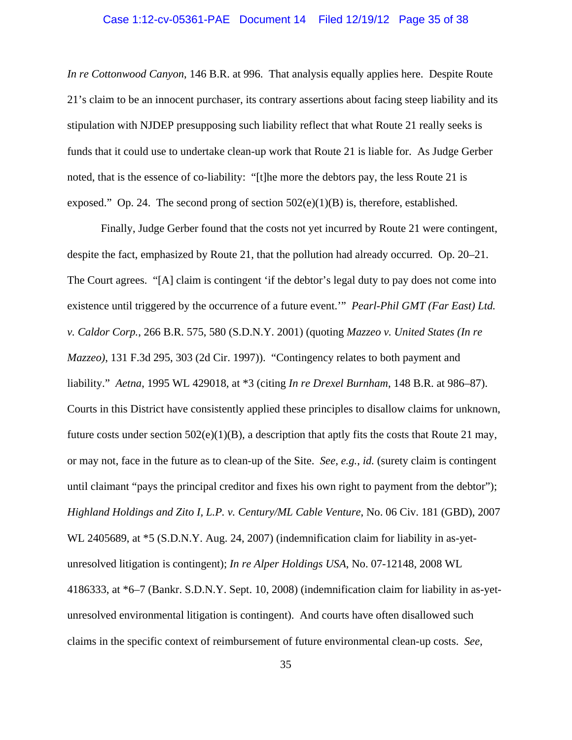*In re Cottonwood Canyon*, 146 B.R. at 996. That analysis equally applies here. Despite Route 21's claim to be an innocent purchaser, its contrary assertions about facing steep liability and its stipulation with NJDEP presupposing such liability reflect that what Route 21 really seeks is funds that it could use to undertake clean-up work that Route 21 is liable for. As Judge Gerber noted, that is the essence of co-liability: "[t]he more the debtors pay, the less Route 21 is exposed." Op. 24. The second prong of section 502(e)(1)(B) is, therefore, established.

Finally, Judge Gerber found that the costs not yet incurred by Route 21 were contingent, despite the fact, emphasized by Route 21, that the pollution had already occurred. Op. 20–21. The Court agrees. "[A] claim is contingent 'if the debtor's legal duty to pay does not come into existence until triggered by the occurrence of a future event.'" *Pearl-Phil GMT (Far East) Ltd. v. Caldor Corp.*, 266 B.R. 575, 580 (S.D.N.Y. 2001) (quoting *Mazzeo v. United States (In re Mazzeo)*, 131 F.3d 295, 303 (2d Cir. 1997)). "Contingency relates to both payment and liability." *Aetna*, 1995 WL 429018, at *3 (citing *In re Drexel Burnham*, 148 B.R. at 986–87). Courts in this District have consistently applied these principles to disallow claims for unknown, future costs under section 502(e)(1)(B), a description that aptly fits the costs that Route 21 may, or may not, face in the future as to clean-up of the Site. *See, e.g.*, *id.* (surety claim is contingent until claimant "pays the principal creditor and fixes his own right to payment from the debtor"); *Highland Holdings and Zito I, L.P. v. Century/ML Cable Venture*, No. 06 Civ. 181 (GBD), 2007 WL 2405689, at *5 (S.D.N.Y. Aug. 24, 2007) (indemnification claim for liability in as-yet-unresolved litigation is contingent); *In re Alper Holdings USA*, No. 07-12148, 2008 WL 4186333, at *6–7 (Bankr. S.D.N.Y. Sept. 10, 2008) (indemnification claim for liability in as-yet-unresolved environmental litigation is contingent). And courts have often disallowed such claims in the specific context of reimbursement of future environmental clean-up costs. *See,*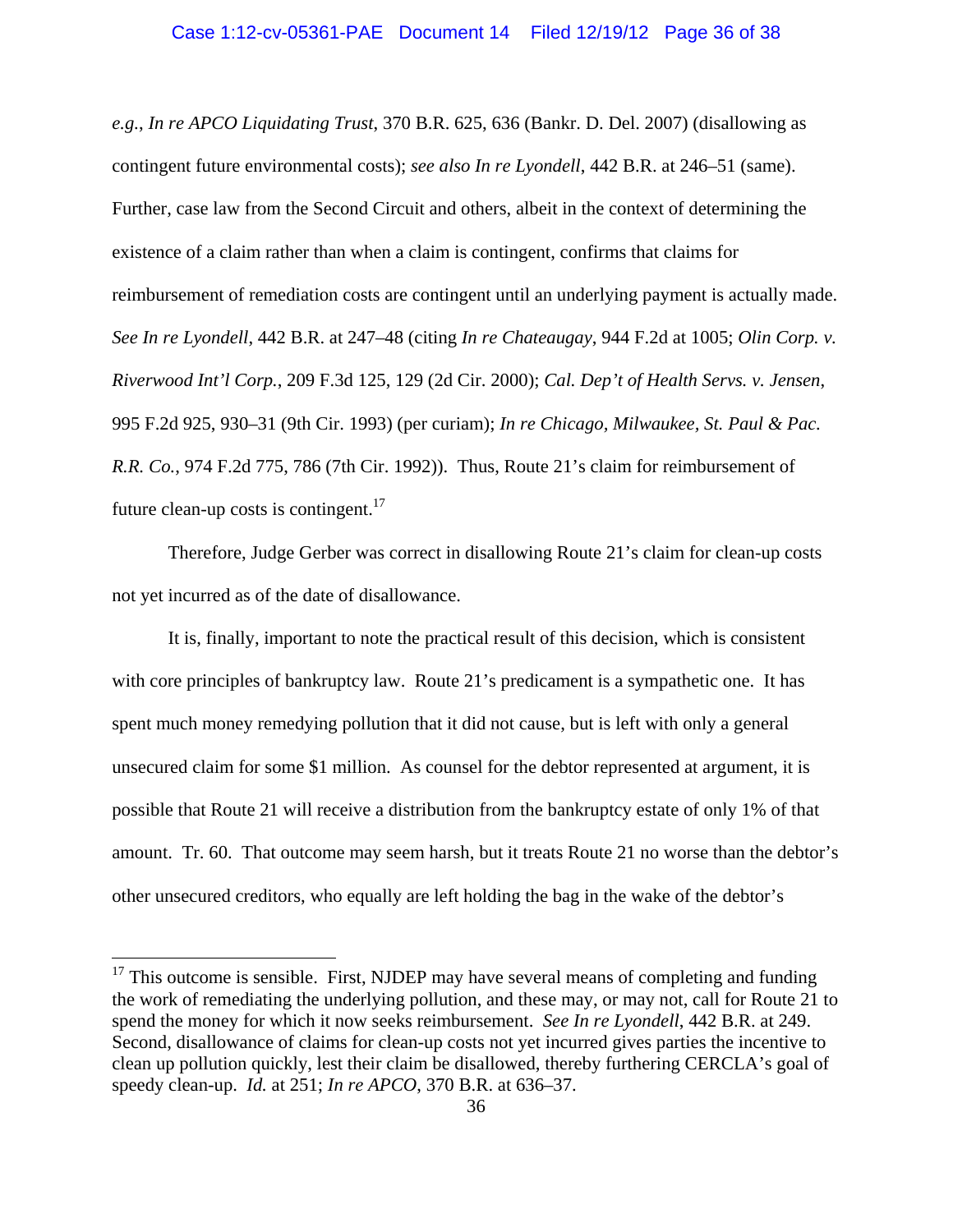*e.g.*, *In re APCO Liquidating Trust*, 370 B.R. 625, 636 (Bankr. D. Del. 2007) (disallowing as contingent future environmental costs); *see also In re Lyondell*, 442 B.R. at 246–51 (same). Further, case law from the Second Circuit and others, albeit in the context of determining the existence of a claim rather than when a claim is contingent, confirms that claims for reimbursement of remediation costs are contingent until an underlying payment is actually made. *See In re Lyondell*, 442 B.R. at 247–48 (citing *In re Chateaugay*, 944 F.2d at 1005; *Olin Corp. v. Riverwood Int'l Corp.*, 209 F.3d 125, 129 (2d Cir. 2000); *Cal. Dep't of Health Servs. v. Jensen*, 995 F.2d 925, 930–31 (9th Cir. 1993) (per curiam); *In re Chicago, Milwaukee, St. Paul & Pac. R.R. Co.*, 974 F.2d 775, 786 (7th Cir. 1992)). Thus, Route 21's claim for reimbursement of future clean-up costs is contingent.[17]

Therefore, Judge Gerber was correct in disallowing Route 21's claim for clean-up costs not yet incurred as of the date of disallowance.

It is, finally, important to note the practical result of this decision, which is consistent with core principles of bankruptcy law. Route 21's predicament is a sympathetic one. It has spent much money remedying pollution that it did not cause, but is left with only a general unsecured claim for some $1 million. As counsel for the debtor represented at argument, it is possible that Route 21 will receive a distribution from the bankruptcy estate of only 1% of that amount. Tr. 60. That outcome may seem harsh, but it treats Route 21 no worse than the debtor's other unsecured creditors, who equally are left holding the bag in the wake of the debtor's

---

[17] This outcome is sensible. First, NJDEP may have several means of completing and funding the work of remediating the underlying pollution, and these may, or may not, call for Route 21 to spend the money for which it now seeks reimbursement. *See In re Lyondell*, 442 B.R. at 249. Second, disallowance of claims for clean-up costs not yet incurred gives parties the incentive to clean up pollution quickly, lest their claim be disallowed, thereby furthering CERCLA's goal of speedy clean-up. *Id.* at 251; *In re APCO*, 370 B.R. at 636–37.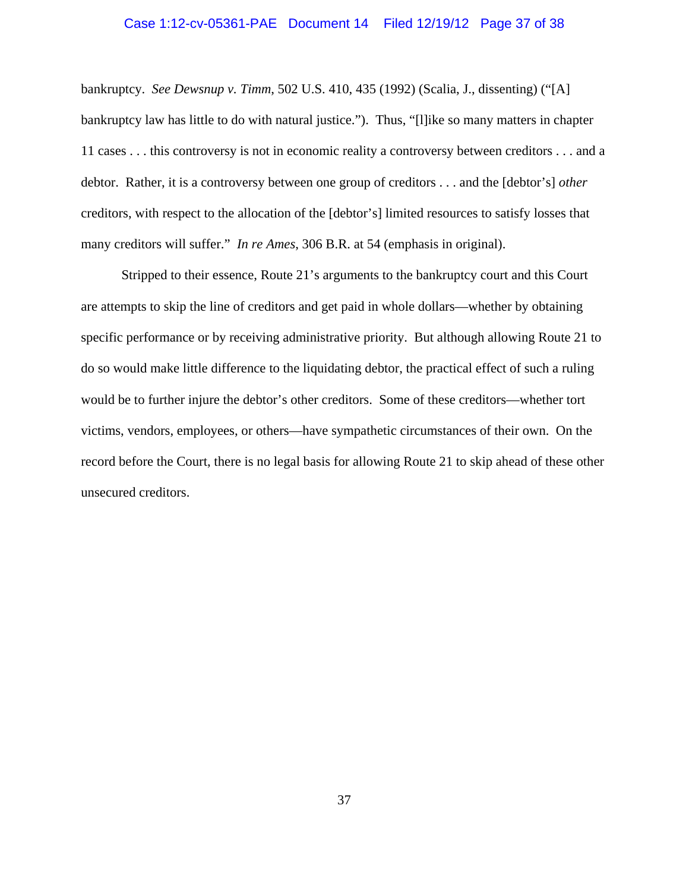bankruptcy. *See Dewsnup v. Timm*, 502 U.S. 410, 435 (1992) (Scalia, J., dissenting) ("[A] bankruptcy law has little to do with natural justice."). Thus, "[l]ike so many matters in chapter 11 cases . . . this controversy is not in economic reality a controversy between creditors . . . and a debtor. Rather, it is a controversy between one group of creditors . . . and the [debtor's] *other* creditors, with respect to the allocation of the [debtor's] limited resources to satisfy losses that many creditors will suffer." *In re Ames*, 306 B.R. at 54 (emphasis in original).

Stripped to their essence, Route 21's arguments to the bankruptcy court and this Court are attempts to skip the line of creditors and get paid in whole dollars—whether by obtaining specific performance or by receiving administrative priority. But although allowing Route 21 to do so would make little difference to the liquidating debtor, the practical effect of such a ruling would be to further injure the debtor's other creditors. Some of these creditors—whether tort victims, vendors, employees, or others—have sympathetic circumstances of their own. On the record before the Court, there is no legal basis for allowing Route 21 to skip ahead of these other unsecured creditors.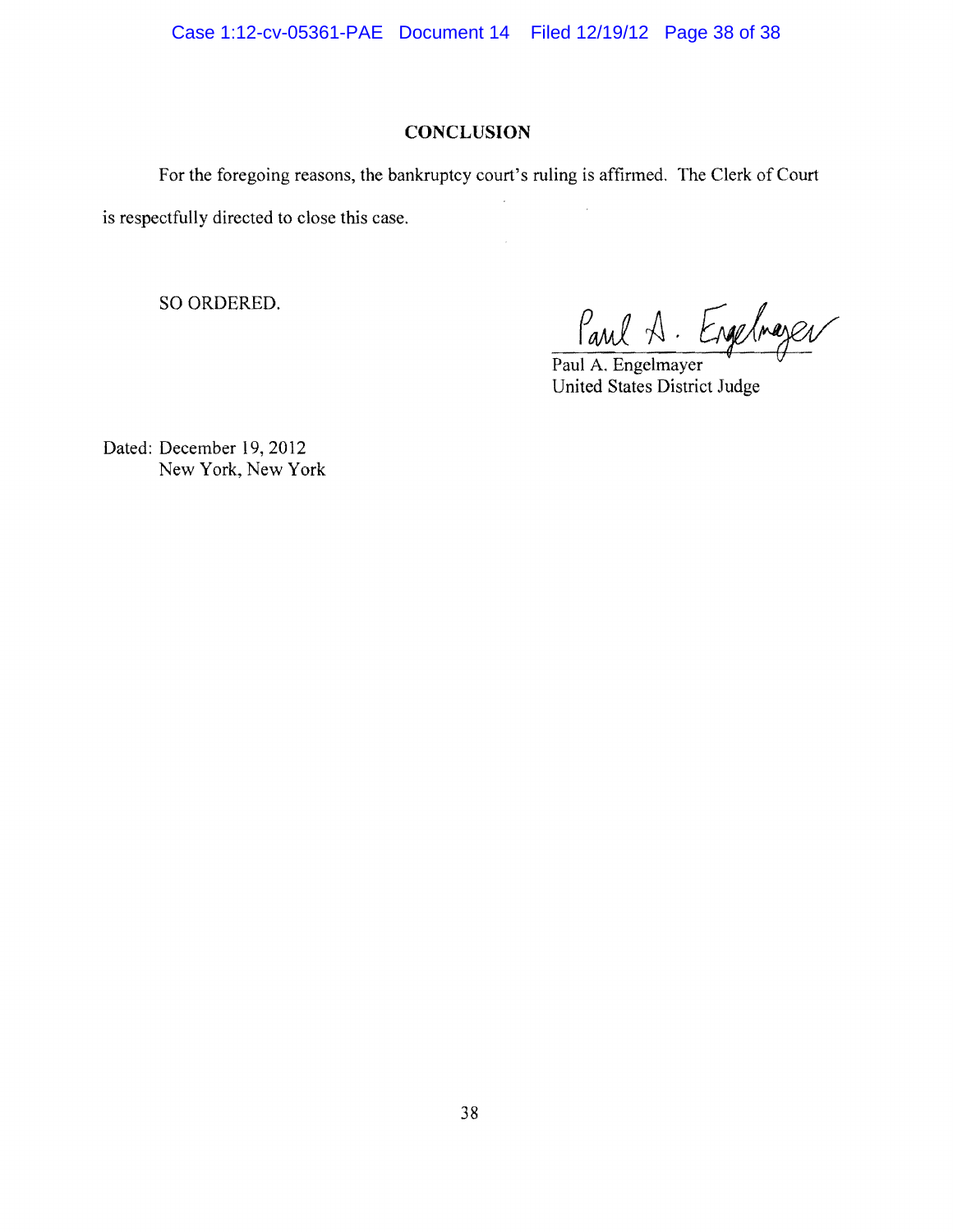## CONCLUSION

For the foregoing reasons, the bankruptcy court's ruling is affirmed. The Clerk of Court is respectfully directed to close this case.

SO ORDERED.

Paul A. Engelmayer
United States District Judge

Dated: December 19, 2012
New York, New York